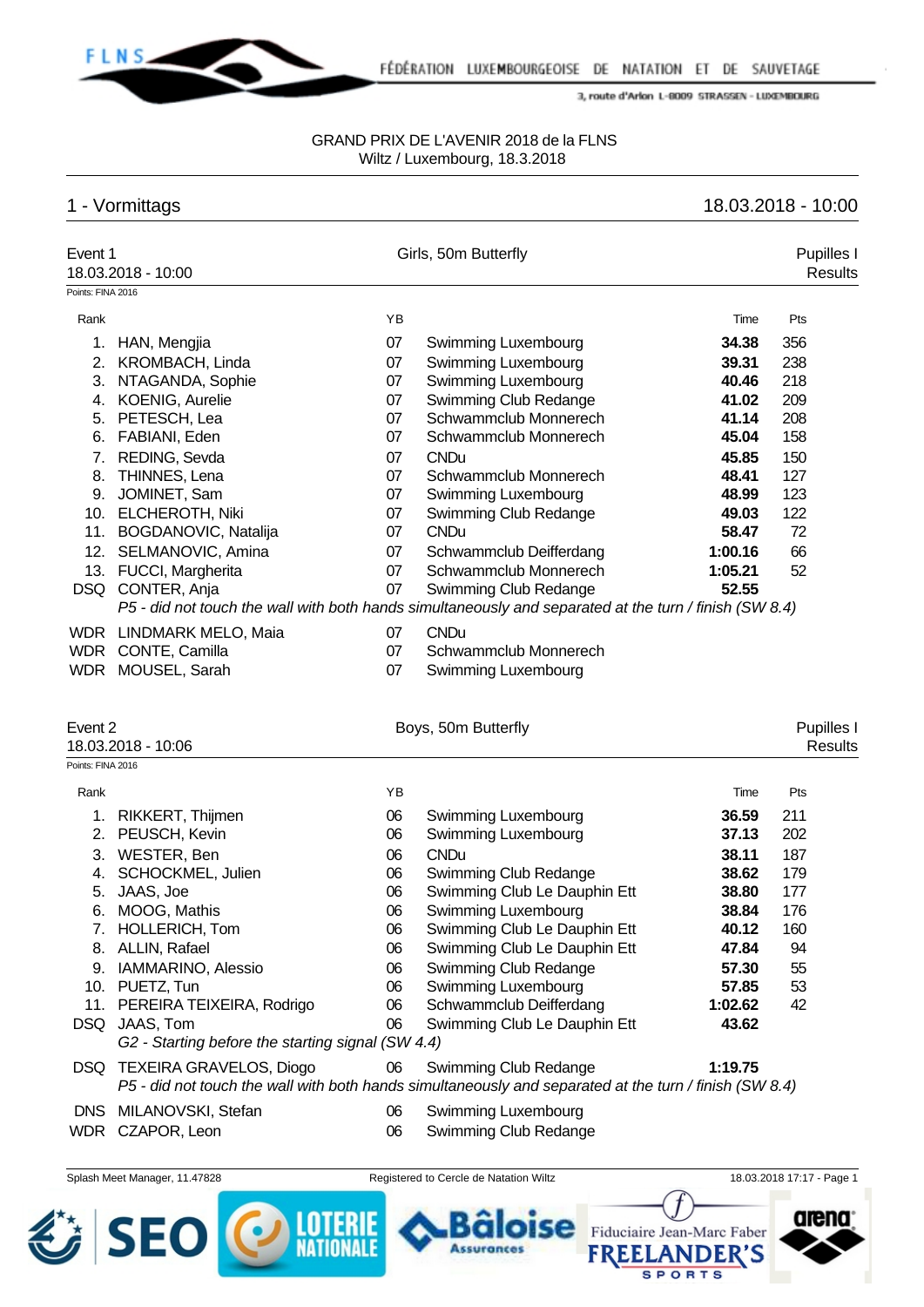GRAND PRIX DE L'AVENIR 2018 de la FLNS
Wiltz / Luxembourg, 18.3.2018

## 1 - Vormittags — 18.03.2018 - 10:00

### Event 1 — Girls, 50m Butterfly — Pupilles I

18.03.2018 - 10:00 — Results

Points: FINA 2016

| Rank | | YB | | Time | Pts |
|---|---|---|---|---|---|
| 1. | HAN, Mengjia | 07 | Swimming Luxembourg | **34.38** | 356 |
| 2. | KROMBACH, Linda | 07 | Swimming Luxembourg | **39.31** | 238 |
| 3. | NTAGANDA, Sophie | 07 | Swimming Luxembourg | **40.46** | 218 |
| 4. | KOENIG, Aurelie | 07 | Swimming Club Redange | **41.02** | 209 |
| 5. | PETESCH, Lea | 07 | Schwammclub Monnerech | **41.14** | 208 |
| 6. | FABIANI, Eden | 07 | Schwammclub Monnerech | **45.04** | 158 |
| 7. | REDING, Sevda | 07 | CNDu | **45.85** | 150 |
| 8. | THINNES, Lena | 07 | Schwammclub Monnerech | **48.41** | 127 |
| 9. | JOMINET, Sam | 07 | Swimming Luxembourg | **48.99** | 123 |
| 10. | ELCHEROTH, Niki | 07 | Swimming Club Redange | **49.03** | 122 |
| 11. | BOGDANOVIC, Natalija | 07 | CNDu | **58.47** | 72 |
| 12. | SELMANOVIC, Amina | 07 | Schwammclub Deifferdang | **1:00.16** | 66 |
| 13. | FUCCI, Margherita | 07 | Schwammclub Monnerech | **1:05.21** | 52 |
| DSQ | CONTER, Anja | 07 | Swimming Club Redange | **52.55** | |
| | *P5 - did not touch the wall with both hands simultaneously and separated at the turn / finish (SW 8.4)* | | | | |
| WDR | LINDMARK MELO, Maia | 07 | CNDu | | |
| WDR | CONTE, Camilla | 07 | Schwammclub Monnerech | | |
| WDR | MOUSEL, Sarah | 07 | Swimming Luxembourg | | |

### Event 2 — Boys, 50m Butterfly — Pupilles I

18.03.2018 - 10:06 — Results

Points: FINA 2016

| Rank | | YB | | Time | Pts |
|---|---|---|---|---|---|
| 1. | RIKKERT, Thijmen | 06 | Swimming Luxembourg | **36.59** | 211 |
| 2. | PEUSCH, Kevin | 06 | Swimming Luxembourg | **37.13** | 202 |
| 3. | WESTER, Ben | 06 | CNDu | **38.11** | 187 |
| 4. | SCHOCKMEL, Julien | 06 | Swimming Club Redange | **38.62** | 179 |
| 5. | JAAS, Joe | 06 | Swimming Club Le Dauphin Ett | **38.80** | 177 |
| 6. | MOOG, Mathis | 06 | Swimming Luxembourg | **38.84** | 176 |
| 7. | HOLLERICH, Tom | 06 | Swimming Club Le Dauphin Ett | **40.12** | 160 |
| 8. | ALLIN, Rafael | 06 | Swimming Club Le Dauphin Ett | **47.84** | 94 |
| 9. | IAMMARINO, Alessio | 06 | Swimming Club Redange | **57.30** | 55 |
| 10. | PUETZ, Tun | 06 | Swimming Luxembourg | **57.85** | 53 |
| 11. | PEREIRA TEIXEIRA, Rodrigo | 06 | Schwammclub Deifferdang | **1:02.62** | 42 |
| DSQ | JAAS, Tom | 06 | Swimming Club Le Dauphin Ett | **43.62** | |
| | *G2 - Starting before the starting signal (SW 4.4)* | | | | |
| DSQ | TEXEIRA GRAVELOS, Diogo | 06 | Swimming Club Redange | **1:19.75** | |
| | *P5 - did not touch the wall with both hands simultaneously and separated at the turn / finish (SW 8.4)* | | | | |
| DNS | MILANOVSKI, Stefan | 06 | Swimming Luxembourg | | |
| WDR | CZAPOR, Leon | 06 | Swimming Club Redange | | |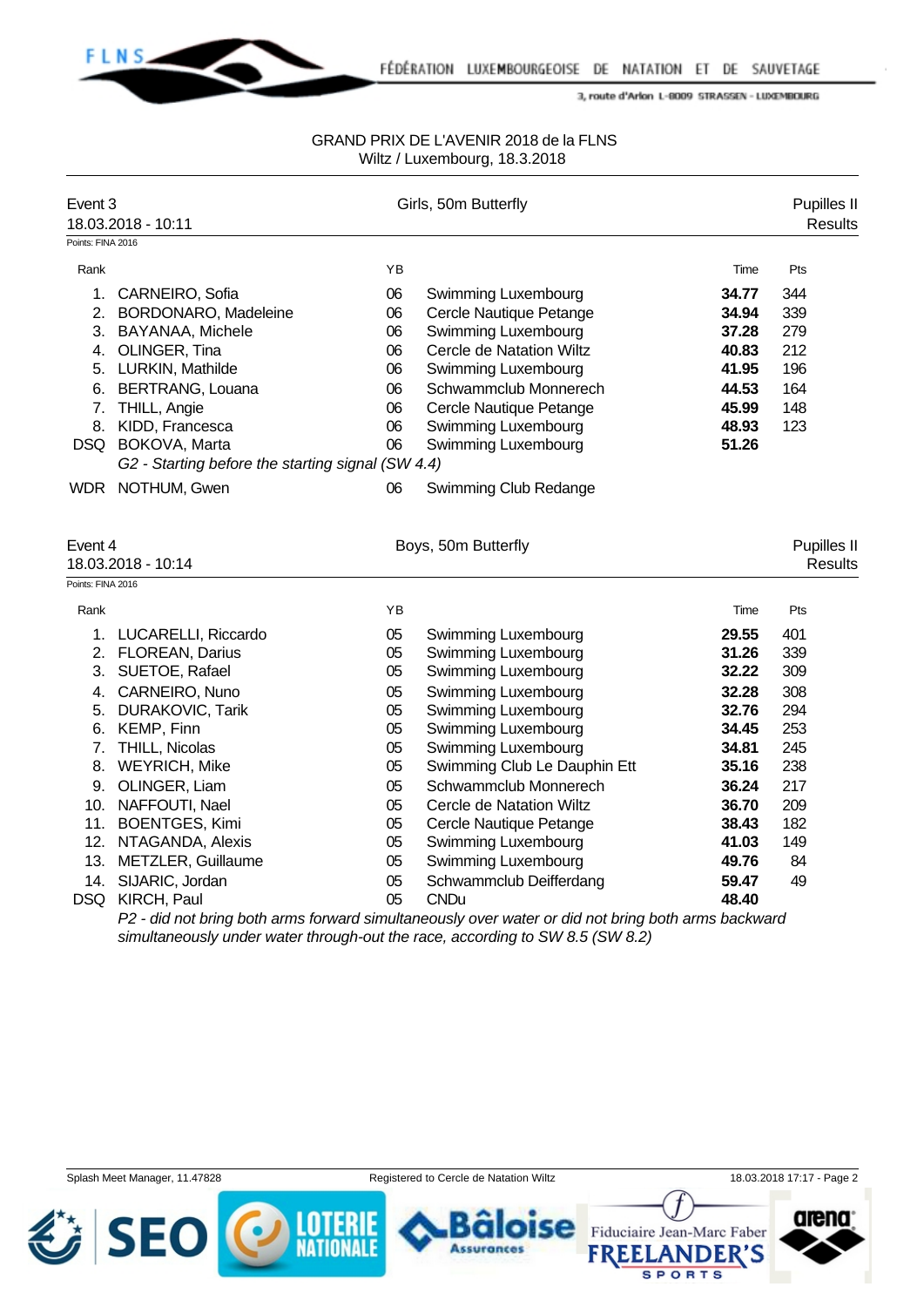GRAND PRIX DE L'AVENIR 2018 de la FLNS
Wiltz / Luxembourg, 18.3.2018

## Event 3 — Girls, 50m Butterfly — Pupilles II

18.03.2018 - 10:11 — Results

Points: FINA 2016

| Rank | Name | YB | Club | Time | Pts |
|---|---|---|---|---|---|
| 1. | CARNEIRO, Sofia | 06 | Swimming Luxembourg | **34.77** | 344 |
| 2. | BORDONARO, Madeleine | 06 | Cercle Nautique Petange | **34.94** | 339 |
| 3. | BAYANAA, Michele | 06 | Swimming Luxembourg | **37.28** | 279 |
| 4. | OLINGER, Tina | 06 | Cercle de Natation Wiltz | **40.83** | 212 |
| 5. | LURKIN, Mathilde | 06 | Swimming Luxembourg | **41.95** | 196 |
| 6. | BERTRANG, Louana | 06 | Schwammclub Monnerech | **44.53** | 164 |
| 7. | THILL, Angie | 06 | Cercle Nautique Petange | **45.99** | 148 |
| 8. | KIDD, Francesca | 06 | Swimming Luxembourg | **48.93** | 123 |
| DSQ | BOKOVA, Marta | 06 | Swimming Luxembourg | **51.26** | |
| | *G2 - Starting before the starting signal (SW 4.4)* | | | | |
| WDR | NOTHUM, Gwen | 06 | Swimming Club Redange | | |

## Event 4 — Boys, 50m Butterfly — Pupilles II

18.03.2018 - 10:14 — Results

Points: FINA 2016

| Rank | Name | YB | Club | Time | Pts |
|---|---|---|---|---|---|
| 1. | LUCARELLI, Riccardo | 05 | Swimming Luxembourg | **29.55** | 401 |
| 2. | FLOREAN, Darius | 05 | Swimming Luxembourg | **31.26** | 339 |
| 3. | SUETOE, Rafael | 05 | Swimming Luxembourg | **32.22** | 309 |
| 4. | CARNEIRO, Nuno | 05 | Swimming Luxembourg | **32.28** | 308 |
| 5. | DURAKOVIC, Tarik | 05 | Swimming Luxembourg | **32.76** | 294 |
| 6. | KEMP, Finn | 05 | Swimming Luxembourg | **34.45** | 253 |
| 7. | THILL, Nicolas | 05 | Swimming Luxembourg | **34.81** | 245 |
| 8. | WEYRICH, Mike | 05 | Swimming Club Le Dauphin Ett | **35.16** | 238 |
| 9. | OLINGER, Liam | 05 | Schwammclub Monnerech | **36.24** | 217 |
| 10. | NAFFOUTI, Nael | 05 | Cercle de Natation Wiltz | **36.70** | 209 |
| 11. | BOENTGES, Kimi | 05 | Cercle Nautique Petange | **38.43** | 182 |
| 12. | NTAGANDA, Alexis | 05 | Swimming Luxembourg | **41.03** | 149 |
| 13. | METZLER, Guillaume | 05 | Swimming Luxembourg | **49.76** | 84 |
| 14. | SIJARIC, Jordan | 05 | Schwammclub Deifferdang | **59.47** | 49 |
| DSQ | KIRCH, Paul | 05 | CNDu | **48.40** | |
| | *P2 - did not bring both arms forward simultaneously over water or did not bring both arms backward simultaneously under water through-out the race, according to SW 8.5 (SW 8.2)* | | | | |

Splash Meet Manager, 11.47828 — Registered to Cercle de Natation Wiltz — 18.03.2018 17:17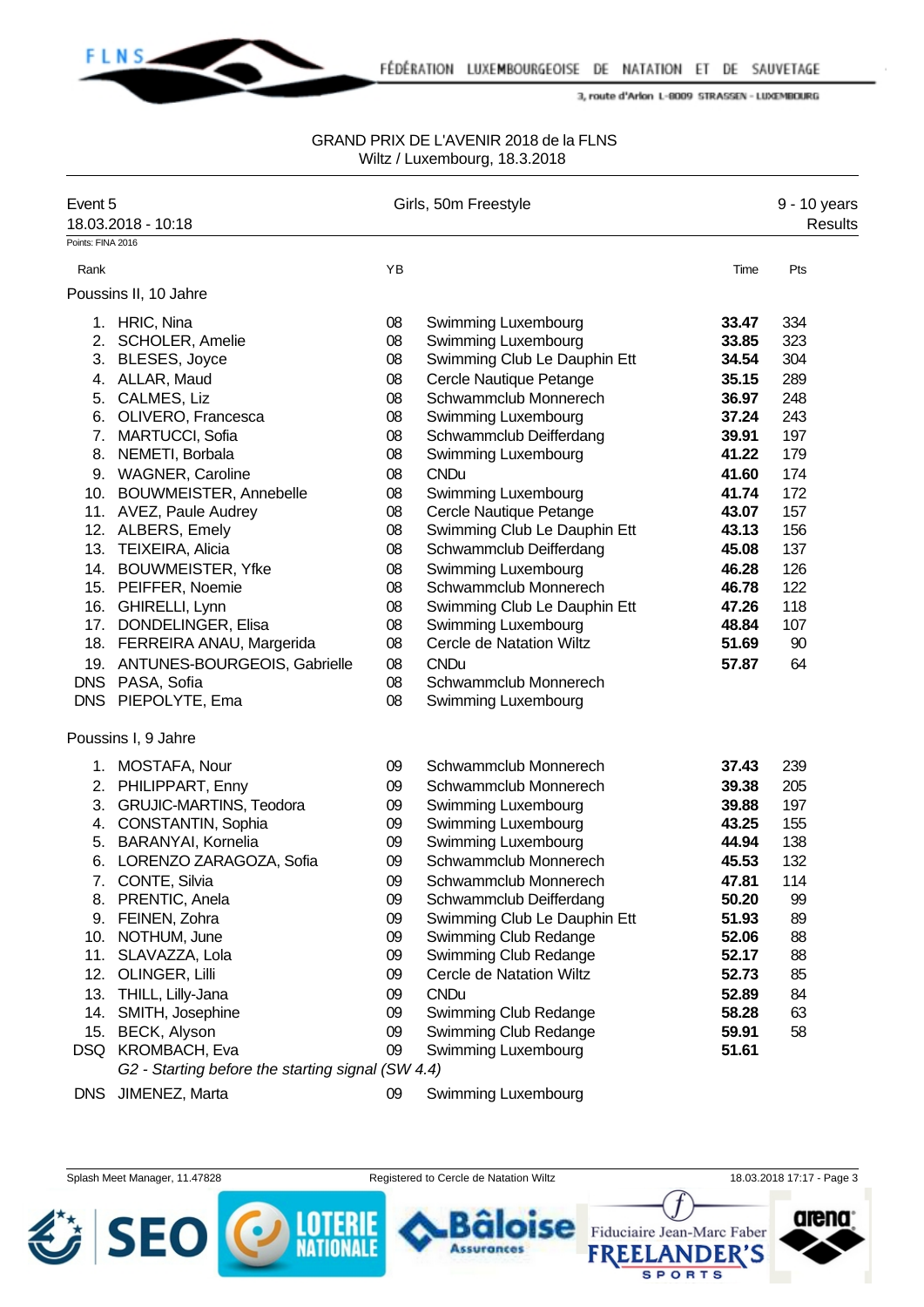GRAND PRIX DE L'AVENIR 2018 de la FLNS
Wiltz / Luxembourg, 18.3.2018

| Event 5 | Girls, 50m Freestyle | 9 - 10 years |
|---|---|---|
| 18.03.2018 - 10:18 | | Results |

Points: FINA 2016

### Poussins II, 10 Jahre

| Rank | | YB | | Time | Pts |
|---|---|---|---|---|---|
| 1. | HRIC, Nina | 08 | Swimming Luxembourg | **33.47** | 334 |
| 2. | SCHOLER, Amelie | 08 | Swimming Luxembourg | **33.85** | 323 |
| 3. | BLESES, Joyce | 08 | Swimming Club Le Dauphin Ett | **34.54** | 304 |
| 4. | ALLAR, Maud | 08 | Cercle Nautique Petange | **35.15** | 289 |
| 5. | CALMES, Liz | 08 | Schwammclub Monnerech | **36.97** | 248 |
| 6. | OLIVERO, Francesca | 08 | Swimming Luxembourg | **37.24** | 243 |
| 7. | MARTUCCI, Sofia | 08 | Schwammclub Deifferdang | **39.91** | 197 |
| 8. | NEMETI, Borbala | 08 | Swimming Luxembourg | **41.22** | 179 |
| 9. | WAGNER, Caroline | 08 | CNDu | **41.60** | 174 |
| 10. | BOUWMEISTER, Annebelle | 08 | Swimming Luxembourg | **41.74** | 172 |
| 11. | AVEZ, Paule Audrey | 08 | Cercle Nautique Petange | **43.07** | 157 |
| 12. | ALBERS, Emely | 08 | Swimming Club Le Dauphin Ett | **43.13** | 156 |
| 13. | TEIXEIRA, Alicia | 08 | Schwammclub Deifferdang | **45.08** | 137 |
| 14. | BOUWMEISTER, Yfke | 08 | Swimming Luxembourg | **46.28** | 126 |
| 15. | PEIFFER, Noemie | 08 | Schwammclub Monnerech | **46.78** | 122 |
| 16. | GHIRELLI, Lynn | 08 | Swimming Club Le Dauphin Ett | **47.26** | 118 |
| 17. | DONDELINGER, Elisa | 08 | Swimming Luxembourg | **48.84** | 107 |
| 18. | FERREIRA ANAU, Margerida | 08 | Cercle de Natation Wiltz | **51.69** | 90 |
| 19. | ANTUNES-BOURGEOIS, Gabrielle | 08 | CNDu | **57.87** | 64 |
| DNS | PASA, Sofia | 08 | Schwammclub Monnerech | | |
| DNS | PIEPOLYTE, Ema | 08 | Swimming Luxembourg | | |

### Poussins I, 9 Jahre

| Rank | | YB | | Time | Pts |
|---|---|---|---|---|---|
| 1. | MOSTAFA, Nour | 09 | Schwammclub Monnerech | **37.43** | 239 |
| 2. | PHILIPPART, Enny | 09 | Schwammclub Monnerech | **39.38** | 205 |
| 3. | GRUJIC-MARTINS, Teodora | 09 | Swimming Luxembourg | **39.88** | 197 |
| 4. | CONSTANTIN, Sophia | 09 | Swimming Luxembourg | **43.25** | 155 |
| 5. | BARANYAI, Kornelia | 09 | Swimming Luxembourg | **44.94** | 138 |
| 6. | LORENZO ZARAGOZA, Sofia | 09 | Schwammclub Monnerech | **45.53** | 132 |
| 7. | CONTE, Silvia | 09 | Schwammclub Monnerech | **47.81** | 114 |
| 8. | PRENTIC, Anela | 09 | Schwammclub Deifferdang | **50.20** | 99 |
| 9. | FEINEN, Zohra | 09 | Swimming Club Le Dauphin Ett | **51.93** | 89 |
| 10. | NOTHUM, June | 09 | Swimming Club Redange | **52.06** | 88 |
| 11. | SLAVAZZA, Lola | 09 | Swimming Club Redange | **52.17** | 88 |
| 12. | OLINGER, Lilli | 09 | Cercle de Natation Wiltz | **52.73** | 85 |
| 13. | THILL, Lilly-Jana | 09 | CNDu | **52.89** | 84 |
| 14. | SMITH, Josephine | 09 | Swimming Club Redange | **58.28** | 63 |
| 15. | BECK, Alyson | 09 | Swimming Club Redange | **59.91** | 58 |
| DSQ | KROMBACH, Eva | 09 | Swimming Luxembourg | **51.61** | |
| | *G2 - Starting before the starting signal (SW 4.4)* | | | | |
| DNS | JIMENEZ, Marta | 09 | Swimming Luxembourg | | |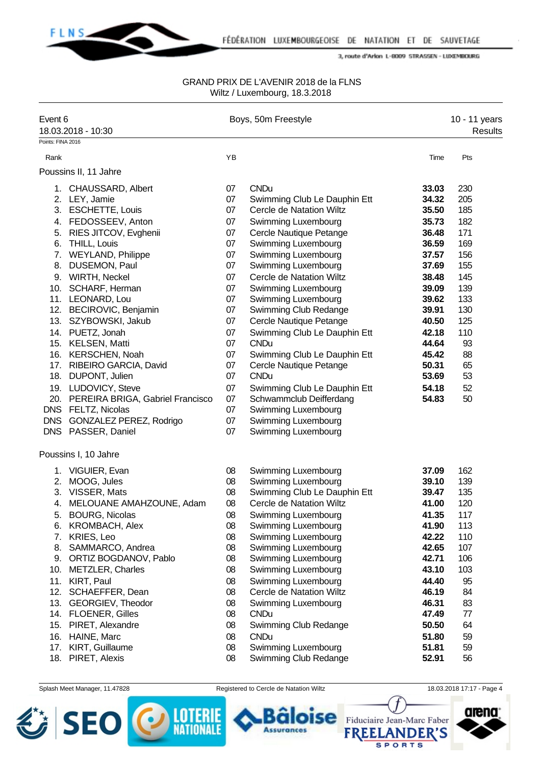GRAND PRIX DE L'AVENIR 2018 de la FLNS
Wiltz / Luxembourg, 18.3.2018

Event 6 — Boys, 50m Freestyle — 10 - 11 years
18.03.2018 - 10:30 — Results

Points: FINA 2016

### Poussins II, 11 Jahre

| Rank | Name | YB | Club | Time | Pts |
|---|---|---|---|---|---|
| 1. | CHAUSSARD, Albert | 07 | CNDu | **33.03** | 230 |
| 2. | LEY, Jamie | 07 | Swimming Club Le Dauphin Ett | **34.32** | 205 |
| 3. | ESCHETTE, Louis | 07 | Cercle de Natation Wiltz | **35.50** | 185 |
| 4. | FEDOSSEEV, Anton | 07 | Swimming Luxembourg | **35.73** | 182 |
| 5. | RIES JITCOV, Evghenii | 07 | Cercle Nautique Petange | **36.48** | 171 |
| 6. | THILL, Louis | 07 | Swimming Luxembourg | **36.59** | 169 |
| 7. | WEYLAND, Philippe | 07 | Swimming Luxembourg | **37.57** | 156 |
| 8. | DUSEMON, Paul | 07 | Swimming Luxembourg | **37.69** | 155 |
| 9. | WIRTH, Neckel | 07 | Cercle de Natation Wiltz | **38.48** | 145 |
| 10. | SCHARF, Herman | 07 | Swimming Luxembourg | **39.09** | 139 |
| 11. | LEONARD, Lou | 07 | Swimming Luxembourg | **39.62** | 133 |
| 12. | BECIROVIC, Benjamin | 07 | Swimming Club Redange | **39.91** | 130 |
| 13. | SZYBOWSKI, Jakub | 07 | Cercle Nautique Petange | **40.50** | 125 |
| 14. | PUETZ, Jonah | 07 | Swimming Club Le Dauphin Ett | **42.18** | 110 |
| 15. | KELSEN, Matti | 07 | CNDu | **44.64** | 93 |
| 16. | KERSCHEN, Noah | 07 | Swimming Club Le Dauphin Ett | **45.42** | 88 |
| 17. | RIBEIRO GARCIA, David | 07 | Cercle Nautique Petange | **50.31** | 65 |
| 18. | DUPONT, Julien | 07 | CNDu | **53.69** | 53 |
| 19. | LUDOVICY, Steve | 07 | Swimming Club Le Dauphin Ett | **54.18** | 52 |
| 20. | PEREIRA BRIGA, Gabriel Francisco | 07 | Schwammclub Deifferdang | **54.83** | 50 |
| DNS | FELTZ, Nicolas | 07 | Swimming Luxembourg | | |
| DNS | GONZALEZ PEREZ, Rodrigo | 07 | Swimming Luxembourg | | |
| DNS | PASSER, Daniel | 07 | Swimming Luxembourg | | |

### Poussins I, 10 Jahre

| Rank | Name | YB | Club | Time | Pts |
|---|---|---|---|---|---|
| 1. | VIGUIER, Evan | 08 | Swimming Luxembourg | **37.09** | 162 |
| 2. | MOOG, Jules | 08 | Swimming Luxembourg | **39.10** | 139 |
| 3. | VISSER, Mats | 08 | Swimming Club Le Dauphin Ett | **39.47** | 135 |
| 4. | MELOUANE AMAHZOUNE, Adam | 08 | Cercle de Natation Wiltz | **41.00** | 120 |
| 5. | BOURG, Nicolas | 08 | Swimming Luxembourg | **41.35** | 117 |
| 6. | KROMBACH, Alex | 08 | Swimming Luxembourg | **41.90** | 113 |
| 7. | KRIES, Leo | 08 | Swimming Luxembourg | **42.22** | 110 |
| 8. | SAMMARCO, Andrea | 08 | Swimming Luxembourg | **42.65** | 107 |
| 9. | ORTIZ BOGDANOV, Pablo | 08 | Swimming Luxembourg | **42.71** | 106 |
| 10. | METZLER, Charles | 08 | Swimming Luxembourg | **43.10** | 103 |
| 11. | KIRT, Paul | 08 | Swimming Luxembourg | **44.40** | 95 |
| 12. | SCHAEFFER, Dean | 08 | Cercle de Natation Wiltz | **46.19** | 84 |
| 13. | GEORGIEV, Theodor | 08 | Swimming Luxembourg | **46.31** | 83 |
| 14. | FLOENER, Gilles | 08 | CNDu | **47.49** | 77 |
| 15. | PIRET, Alexandre | 08 | Swimming Club Redange | **50.50** | 64 |
| 16. | HAINE, Marc | 08 | CNDu | **51.80** | 59 |
| 17. | KIRT, Guillaume | 08 | Swimming Luxembourg | **51.81** | 59 |
| 18. | PIRET, Alexis | 08 | Swimming Club Redange | **52.91** | 56 |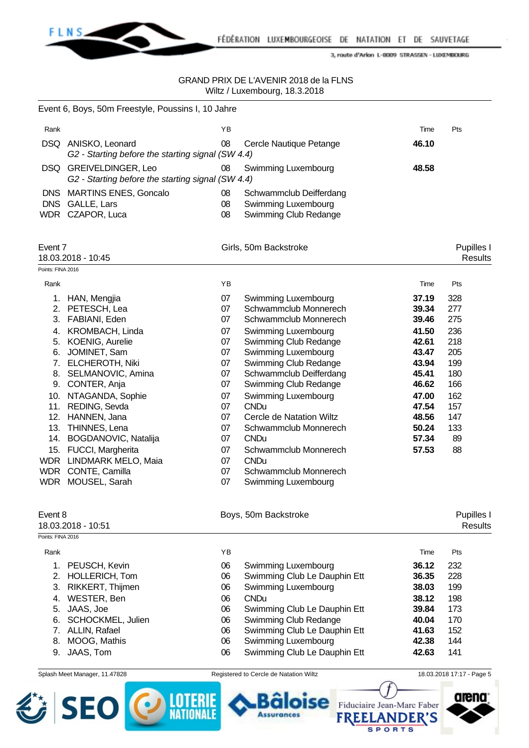GRAND PRIX DE L'AVENIR 2018 de la FLNS
Wiltz / Luxembourg, 18.3.2018

## Event 6, Boys, 50m Freestyle, Poussins I, 10 Jahre

| Rank | | YB | | Time | Pts |
|---|---|---|---|---|---|
| DSQ | ANISKO, Leonard | 08 | Cercle Nautique Petange | **46.10** | |
| | *G2 - Starting before the starting signal (SW 4.4)* | | | | |
| DSQ | GREIVELDINGER, Leo | 08 | Swimming Luxembourg | **48.58** | |
| | *G2 - Starting before the starting signal (SW 4.4)* | | | | |
| DNS | MARTINS ENES, Goncalo | 08 | Schwammclub Deifferdang | | |
| DNS | GALLE, Lars | 08 | Swimming Luxembourg | | |
| WDR | CZAPOR, Luca | 08 | Swimming Club Redange | | |

## Event 7 — Girls, 50m Backstroke — Pupilles I

18.03.2018 - 10:45 — Results

Points: FINA 2016

| Rank | | YB | | Time | Pts |
|---|---|---|---|---|---|
| 1. | HAN, Mengjia | 07 | Swimming Luxembourg | **37.19** | 328 |
| 2. | PETESCH, Lea | 07 | Schwammclub Monnerech | **39.34** | 277 |
| 3. | FABIANI, Eden | 07 | Schwammclub Monnerech | **39.46** | 275 |
| 4. | KROMBACH, Linda | 07 | Swimming Luxembourg | **41.50** | 236 |
| 5. | KOENIG, Aurelie | 07 | Swimming Club Redange | **42.61** | 218 |
| 6. | JOMINET, Sam | 07 | Swimming Luxembourg | **43.47** | 205 |
| 7. | ELCHEROTH, Niki | 07 | Swimming Club Redange | **43.94** | 199 |
| 8. | SELMANOVIC, Amina | 07 | Schwammclub Deifferdang | **45.41** | 180 |
| 9. | CONTER, Anja | 07 | Swimming Club Redange | **46.62** | 166 |
| 10. | NTAGANDA, Sophie | 07 | Swimming Luxembourg | **47.00** | 162 |
| 11. | REDING, Sevda | 07 | CNDu | **47.54** | 157 |
| 12. | HANNEN, Jana | 07 | Cercle de Natation Wiltz | **48.56** | 147 |
| 13. | THINNES, Lena | 07 | Schwammclub Monnerech | **50.24** | 133 |
| 14. | BOGDANOVIC, Natalija | 07 | CNDu | **57.34** | 89 |
| 15. | FUCCI, Margherita | 07 | Schwammclub Monnerech | **57.53** | 88 |
| WDR | LINDMARK MELO, Maia | 07 | CNDu | | |
| WDR | CONTE, Camilla | 07 | Schwammclub Monnerech | | |
| WDR | MOUSEL, Sarah | 07 | Swimming Luxembourg | | |

## Event 8 — Boys, 50m Backstroke — Pupilles I

18.03.2018 - 10:51 — Results

Points: FINA 2016

| Rank | | YB | | Time | Pts |
|---|---|---|---|---|---|
| 1. | PEUSCH, Kevin | 06 | Swimming Luxembourg | **36.12** | 232 |
| 2. | HOLLERICH, Tom | 06 | Swimming Club Le Dauphin Ett | **36.35** | 228 |
| 3. | RIKKERT, Thijmen | 06 | Swimming Luxembourg | **38.03** | 199 |
| 4. | WESTER, Ben | 06 | CNDu | **38.12** | 198 |
| 5. | JAAS, Joe | 06 | Swimming Club Le Dauphin Ett | **39.84** | 173 |
| 6. | SCHOCKMEL, Julien | 06 | Swimming Club Redange | **40.04** | 170 |
| 7. | ALLIN, Rafael | 06 | Swimming Club Le Dauphin Ett | **41.63** | 152 |
| 8. | MOOG, Mathis | 06 | Swimming Luxembourg | **42.38** | 144 |
| 9. | JAAS, Tom | 06 | Swimming Club Le Dauphin Ett | **42.63** | 141 |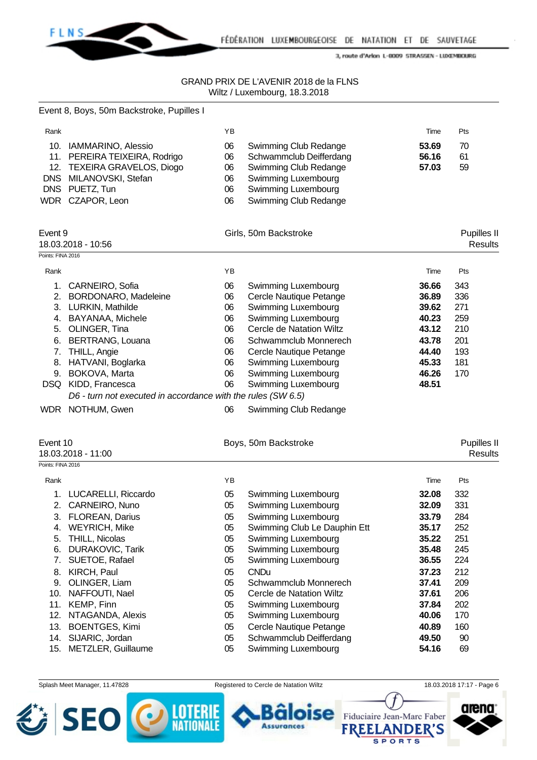GRAND PRIX DE L'AVENIR 2018 de la FLNS
Wiltz / Luxembourg, 18.3.2018

Event 8, Boys, 50m Backstroke, Pupilles I

| Rank | | YB | | Time | Pts |
|---|---|---|---|---|---|
| 10. | IAMMARINO, Alessio | 06 | Swimming Club Redange | **53.69** | 70 |
| 11. | PEREIRA TEIXEIRA, Rodrigo | 06 | Schwammclub Deifferdang | **56.16** | 61 |
| 12. | TEXEIRA GRAVELOS, Diogo | 06 | Swimming Club Redange | **57.03** | 59 |
| DNS | MILANOVSKI, Stefan | 06 | Swimming Luxembourg | | |
| DNS | PUETZ, Tun | 06 | Swimming Luxembourg | | |
| WDR | CZAPOR, Leon | 06 | Swimming Club Redange | | |

## Event 9 — Girls, 50m Backstroke — Pupilles II

18.03.2018 - 10:56 — Results

Points: FINA 2016

| Rank | | YB | | Time | Pts |
|---|---|---|---|---|---|
| 1. | CARNEIRO, Sofia | 06 | Swimming Luxembourg | **36.66** | 343 |
| 2. | BORDONARO, Madeleine | 06 | Cercle Nautique Petange | **36.89** | 336 |
| 3. | LURKIN, Mathilde | 06 | Swimming Luxembourg | **39.62** | 271 |
| 4. | BAYANAA, Michele | 06 | Swimming Luxembourg | **40.23** | 259 |
| 5. | OLINGER, Tina | 06 | Cercle de Natation Wiltz | **43.12** | 210 |
| 6. | BERTRANG, Louana | 06 | Schwammclub Monnerech | **43.78** | 201 |
| 7. | THILL, Angie | 06 | Cercle Nautique Petange | **44.40** | 193 |
| 8. | HATVANI, Boglarka | 06 | Swimming Luxembourg | **45.33** | 181 |
| 9. | BOKOVA, Marta | 06 | Swimming Luxembourg | **46.26** | 170 |
| DSQ | KIDD, Francesca | 06 | Swimming Luxembourg | **48.51** | |
| | *D6 - turn not executed in accordance with the rules (SW 6.5)* | | | | |
| WDR | NOTHUM, Gwen | 06 | Swimming Club Redange | | |

## Event 10 — Boys, 50m Backstroke — Pupilles II

18.03.2018 - 11:00 — Results

Points: FINA 2016

| Rank | | YB | | Time | Pts |
|---|---|---|---|---|---|
| 1. | LUCARELLI, Riccardo | 05 | Swimming Luxembourg | **32.08** | 332 |
| 2. | CARNEIRO, Nuno | 05 | Swimming Luxembourg | **32.09** | 331 |
| 3. | FLOREAN, Darius | 05 | Swimming Luxembourg | **33.79** | 284 |
| 4. | WEYRICH, Mike | 05 | Swimming Club Le Dauphin Ett | **35.17** | 252 |
| 5. | THILL, Nicolas | 05 | Swimming Luxembourg | **35.22** | 251 |
| 6. | DURAKOVIC, Tarik | 05 | Swimming Luxembourg | **35.48** | 245 |
| 7. | SUETOE, Rafael | 05 | Swimming Luxembourg | **36.55** | 224 |
| 8. | KIRCH, Paul | 05 | CNDu | **37.23** | 212 |
| 9. | OLINGER, Liam | 05 | Schwammclub Monnerech | **37.41** | 209 |
| 10. | NAFFOUTI, Nael | 05 | Cercle de Natation Wiltz | **37.61** | 206 |
| 11. | KEMP, Finn | 05 | Swimming Luxembourg | **37.84** | 202 |
| 12. | NTAGANDA, Alexis | 05 | Swimming Luxembourg | **40.06** | 170 |
| 13. | BOENTGES, Kimi | 05 | Cercle Nautique Petange | **40.89** | 160 |
| 14. | SIJARIC, Jordan | 05 | Schwammclub Deifferdang | **49.50** | 90 |
| 15. | METZLER, Guillaume | 05 | Swimming Luxembourg | **54.16** | 69 |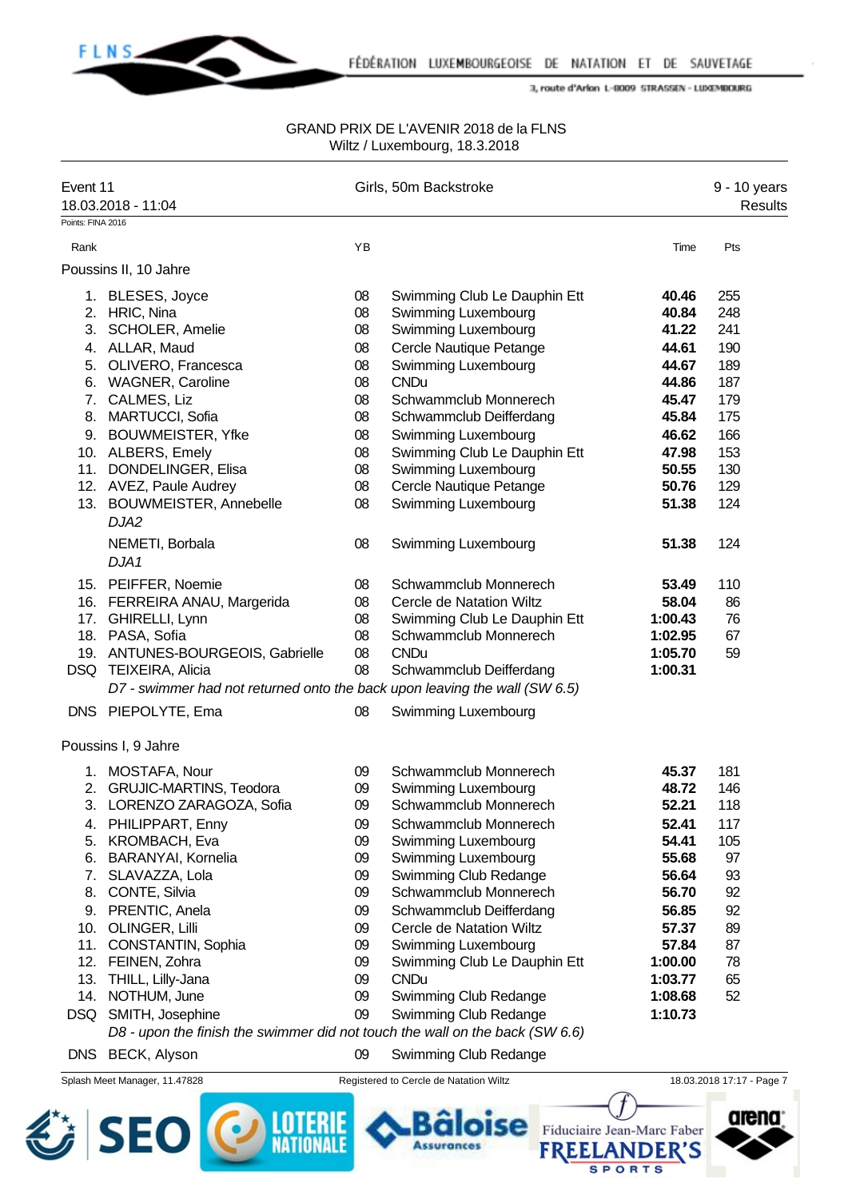GRAND PRIX DE L'AVENIR 2018 de la FLNS
Wiltz / Luxembourg, 18.3.2018

| Event 11 | Girls, 50m Backstroke | 9 - 10 years |
|---|---|---|
| 18.03.2018 - 11:04 | | Results |

Points: FINA 2016

| Rank | | YB | | Time | Pts |
|---|---|---|---|---|---|
| **Poussins II, 10 Jahre** | | | | | |
| 1. | BLESES, Joyce | 08 | Swimming Club Le Dauphin Ett | **40.46** | 255 |
| 2. | HRIC, Nina | 08 | Swimming Luxembourg | **40.84** | 248 |
| 3. | SCHOLER, Amelie | 08 | Swimming Luxembourg | **41.22** | 241 |
| 4. | ALLAR, Maud | 08 | Cercle Nautique Petange | **44.61** | 190 |
| 5. | OLIVERO, Francesca | 08 | Swimming Luxembourg | **44.67** | 189 |
| 6. | WAGNER, Caroline | 08 | CNDu | **44.86** | 187 |
| 7. | CALMES, Liz | 08 | Schwammclub Monnerech | **45.47** | 179 |
| 8. | MARTUCCI, Sofia | 08 | Schwammclub Deifferdang | **45.84** | 175 |
| 9. | BOUWMEISTER, Yfke | 08 | Swimming Luxembourg | **46.62** | 166 |
| 10. | ALBERS, Emely | 08 | Swimming Club Le Dauphin Ett | **47.98** | 153 |
| 11. | DONDELINGER, Elisa | 08 | Swimming Luxembourg | **50.55** | 130 |
| 12. | AVEZ, Paule Audrey | 08 | Cercle Nautique Petange | **50.76** | 129 |
| 13. | BOUWMEISTER, Annebelle *DJA2* | 08 | Swimming Luxembourg | **51.38** | 124 |
| | NEMETI, Borbala *DJA1* | 08 | Swimming Luxembourg | **51.38** | 124 |
| 15. | PEIFFER, Noemie | 08 | Schwammclub Monnerech | **53.49** | 110 |
| 16. | FERREIRA ANAU, Margerida | 08 | Cercle de Natation Wiltz | **58.04** | 86 |
| 17. | GHIRELLI, Lynn | 08 | Swimming Club Le Dauphin Ett | **1:00.43** | 76 |
| 18. | PASA, Sofia | 08 | Schwammclub Monnerech | **1:02.95** | 67 |
| 19. | ANTUNES-BOURGEOIS, Gabrielle | 08 | CNDu | **1:05.70** | 59 |
| DSQ | TEIXEIRA, Alicia *D7 - swimmer had not returned onto the back upon leaving the wall (SW 6.5)* | 08 | Schwammclub Deifferdang | **1:00.31** | |
| DNS | PIEPOLYTE, Ema | 08 | Swimming Luxembourg | | |
| **Poussins I, 9 Jahre** | | | | | |
| 1. | MOSTAFA, Nour | 09 | Schwammclub Monnerech | **45.37** | 181 |
| 2. | GRUJIC-MARTINS, Teodora | 09 | Swimming Luxembourg | **48.72** | 146 |
| 3. | LORENZO ZARAGOZA, Sofia | 09 | Schwammclub Monnerech | **52.21** | 118 |
| 4. | PHILIPPART, Enny | 09 | Schwammclub Monnerech | **52.41** | 117 |
| 5. | KROMBACH, Eva | 09 | Swimming Luxembourg | **54.41** | 105 |
| 6. | BARANYAI, Kornelia | 09 | Swimming Luxembourg | **55.68** | 97 |
| 7. | SLAVAZZA, Lola | 09 | Swimming Club Redange | **56.64** | 93 |
| 8. | CONTE, Silvia | 09 | Schwammclub Monnerech | **56.70** | 92 |
| 9. | PRENTIC, Anela | 09 | Schwammclub Deifferdang | **56.85** | 92 |
| 10. | OLINGER, Lilli | 09 | Cercle de Natation Wiltz | **57.37** | 89 |
| 11. | CONSTANTIN, Sophia | 09 | Swimming Luxembourg | **57.84** | 87 |
| 12. | FEINEN, Zohra | 09 | Swimming Club Le Dauphin Ett | **1:00.00** | 78 |
| 13. | THILL, Lilly-Jana | 09 | CNDu | **1:03.77** | 65 |
| 14. | NOTHUM, June | 09 | Swimming Club Redange | **1:08.68** | 52 |
| DSQ | SMITH, Josephine *D8 - upon the finish the swimmer did not touch the wall on the back (SW 6.6)* | 09 | Swimming Club Redange | **1:10.73** | |
| DNS | BECK, Alyson | 09 | Swimming Club Redange | | |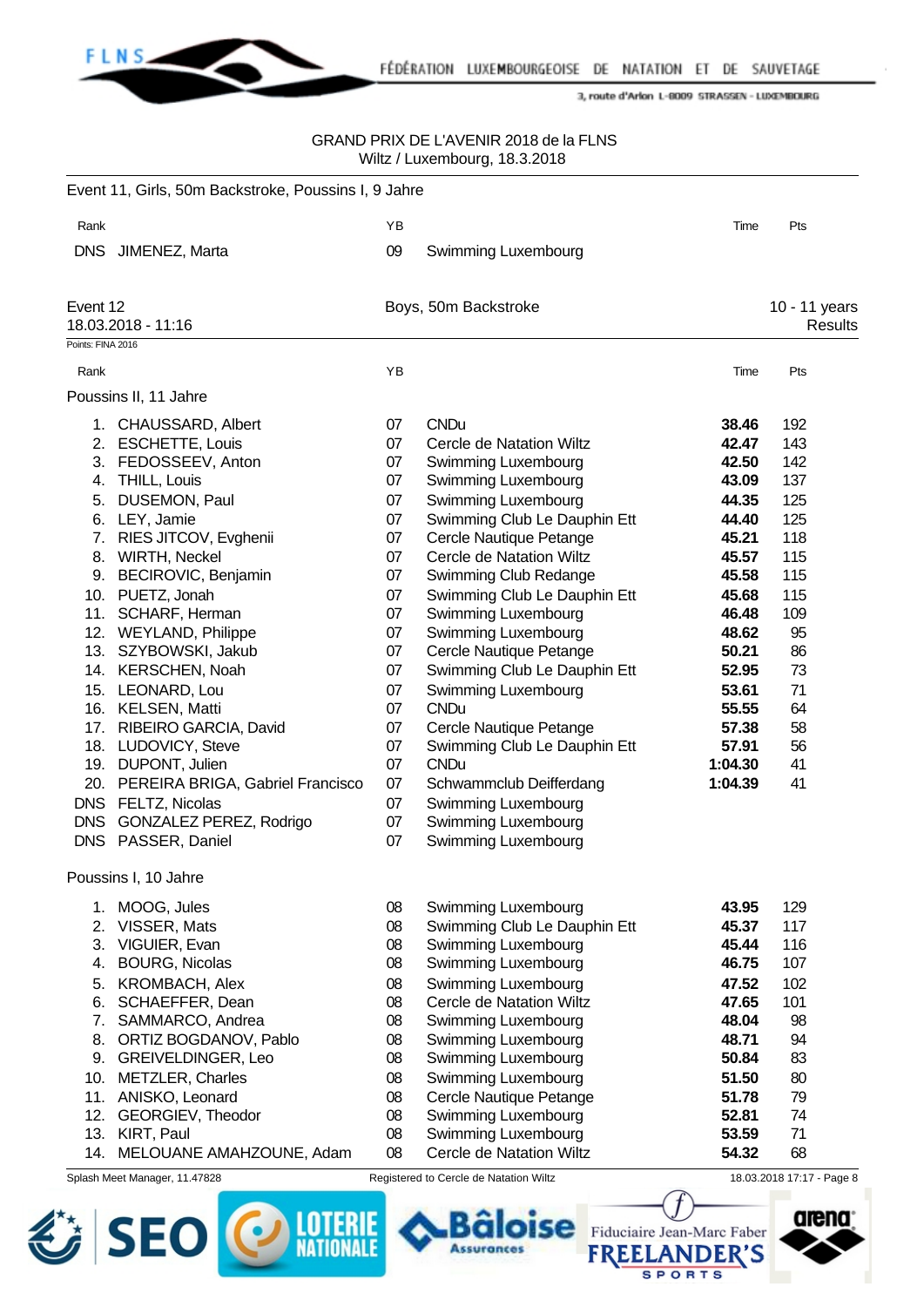GRAND PRIX DE L'AVENIR 2018 de la FLNS
Wiltz / Luxembourg, 18.3.2018

Event 11, Girls, 50m Backstroke, Poussins I, 9 Jahre

| Rank | | YB | | Time | Pts |
|---|---|---|---|---|---|
| DNS | JIMENEZ, Marta | 09 | Swimming Luxembourg | | |

Event 12 — Boys, 50m Backstroke — 10 - 11 years
18.03.2018 - 11:16 — Results

Points: FINA 2016

Poussins II, 11 Jahre

| Rank | | YB | | Time | Pts |
|---|---|---|---|---|---|
| 1. | CHAUSSARD, Albert | 07 | CNDu | **38.46** | 192 |
| 2. | ESCHETTE, Louis | 07 | Cercle de Natation Wiltz | **42.47** | 143 |
| 3. | FEDOSSEEV, Anton | 07 | Swimming Luxembourg | **42.50** | 142 |
| 4. | THILL, Louis | 07 | Swimming Luxembourg | **43.09** | 137 |
| 5. | DUSEMON, Paul | 07 | Swimming Luxembourg | **44.35** | 125 |
| 6. | LEY, Jamie | 07 | Swimming Club Le Dauphin Ett | **44.40** | 125 |
| 7. | RIES JITCOV, Evghenii | 07 | Cercle Nautique Petange | **45.21** | 118 |
| 8. | WIRTH, Neckel | 07 | Cercle de Natation Wiltz | **45.57** | 115 |
| 9. | BECIROVIC, Benjamin | 07 | Swimming Club Redange | **45.58** | 115 |
| 10. | PUETZ, Jonah | 07 | Swimming Club Le Dauphin Ett | **45.68** | 115 |
| 11. | SCHARF, Herman | 07 | Swimming Luxembourg | **46.48** | 109 |
| 12. | WEYLAND, Philippe | 07 | Swimming Luxembourg | **48.62** | 95 |
| 13. | SZYBOWSKI, Jakub | 07 | Cercle Nautique Petange | **50.21** | 86 |
| 14. | KERSCHEN, Noah | 07 | Swimming Club Le Dauphin Ett | **52.95** | 73 |
| 15. | LEONARD, Lou | 07 | Swimming Luxembourg | **53.61** | 71 |
| 16. | KELSEN, Matti | 07 | CNDu | **55.55** | 64 |
| 17. | RIBEIRO GARCIA, David | 07 | Cercle Nautique Petange | **57.38** | 58 |
| 18. | LUDOVICY, Steve | 07 | Swimming Club Le Dauphin Ett | **57.91** | 56 |
| 19. | DUPONT, Julien | 07 | CNDu | **1:04.30** | 41 |
| 20. | PEREIRA BRIGA, Gabriel Francisco | 07 | Schwammclub Deifferdang | **1:04.39** | 41 |
| DNS | FELTZ, Nicolas | 07 | Swimming Luxembourg | | |
| DNS | GONZALEZ PEREZ, Rodrigo | 07 | Swimming Luxembourg | | |
| DNS | PASSER, Daniel | 07 | Swimming Luxembourg | | |

Poussins I, 10 Jahre

| Rank | | YB | | Time | Pts |
|---|---|---|---|---|---|
| 1. | MOOG, Jules | 08 | Swimming Luxembourg | **43.95** | 129 |
| 2. | VISSER, Mats | 08 | Swimming Club Le Dauphin Ett | **45.37** | 117 |
| 3. | VIGUIER, Evan | 08 | Swimming Luxembourg | **45.44** | 116 |
| 4. | BOURG, Nicolas | 08 | Swimming Luxembourg | **46.75** | 107 |
| 5. | KROMBACH, Alex | 08 | Swimming Luxembourg | **47.52** | 102 |
| 6. | SCHAEFFER, Dean | 08 | Cercle de Natation Wiltz | **47.65** | 101 |
| 7. | SAMMARCO, Andrea | 08 | Swimming Luxembourg | **48.04** | 98 |
| 8. | ORTIZ BOGDANOV, Pablo | 08 | Swimming Luxembourg | **48.71** | 94 |
| 9. | GREIVELDINGER, Leo | 08 | Swimming Luxembourg | **50.84** | 83 |
| 10. | METZLER, Charles | 08 | Swimming Luxembourg | **51.50** | 80 |
| 11. | ANISKO, Leonard | 08 | Cercle Nautique Petange | **51.78** | 79 |
| 12. | GEORGIEV, Theodor | 08 | Swimming Luxembourg | **52.81** | 74 |
| 13. | KIRT, Paul | 08 | Swimming Luxembourg | **53.59** | 71 |
| 14. | MELOUANE AMAHZOUNE, Adam | 08 | Cercle de Natation Wiltz | **54.32** | 68 |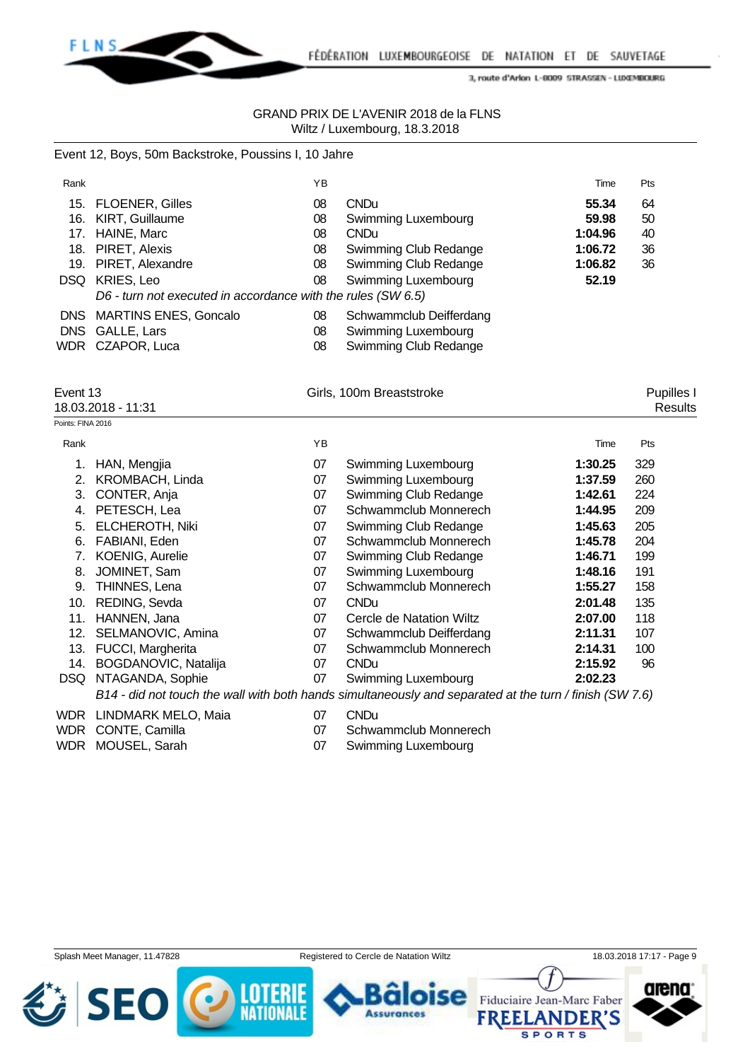GRAND PRIX DE L'AVENIR 2018 de la FLNS
Wiltz / Luxembourg, 18.3.2018

Event 12, Boys, 50m Backstroke, Poussins I, 10 Jahre

| Rank | | YB | | Time | Pts |
|---|---|---|---|---|---|
| 15. | FLOENER, Gilles | 08 | CNDu | **55.34** | 64 |
| 16. | KIRT, Guillaume | 08 | Swimming Luxembourg | **59.98** | 50 |
| 17. | HAINE, Marc | 08 | CNDu | **1:04.96** | 40 |
| 18. | PIRET, Alexis | 08 | Swimming Club Redange | **1:06.72** | 36 |
| 19. | PIRET, Alexandre | 08 | Swimming Club Redange | **1:06.82** | 36 |
| DSQ | KRIES, Leo | 08 | Swimming Luxembourg | **52.19** | |
| | *D6 - turn not executed in accordance with the rules (SW 6.5)* | | | | |
| DNS | MARTINS ENES, Goncalo | 08 | Schwammclub Deifferdang | | |
| DNS | GALLE, Lars | 08 | Swimming Luxembourg | | |
| WDR | CZAPOR, Luca | 08 | Swimming Club Redange | | |

## Event 13 — Girls, 100m Breaststroke — Pupilles I

18.03.2018 - 11:31 — Results

Points: FINA 2016

| Rank | | YB | | Time | Pts |
|---|---|---|---|---|---|
| 1. | HAN, Mengjia | 07 | Swimming Luxembourg | **1:30.25** | 329 |
| 2. | KROMBACH, Linda | 07 | Swimming Luxembourg | **1:37.59** | 260 |
| 3. | CONTER, Anja | 07 | Swimming Club Redange | **1:42.61** | 224 |
| 4. | PETESCH, Lea | 07 | Schwammclub Monnerech | **1:44.95** | 209 |
| 5. | ELCHEROTH, Niki | 07 | Swimming Club Redange | **1:45.63** | 205 |
| 6. | FABIANI, Eden | 07 | Schwammclub Monnerech | **1:45.78** | 204 |
| 7. | KOENIG, Aurelie | 07 | Swimming Club Redange | **1:46.71** | 199 |
| 8. | JOMINET, Sam | 07 | Swimming Luxembourg | **1:48.16** | 191 |
| 9. | THINNES, Lena | 07 | Schwammclub Monnerech | **1:55.27** | 158 |
| 10. | REDING, Sevda | 07 | CNDu | **2:01.48** | 135 |
| 11. | HANNEN, Jana | 07 | Cercle de Natation Wiltz | **2:07.00** | 118 |
| 12. | SELMANOVIC, Amina | 07 | Schwammclub Deifferdang | **2:11.31** | 107 |
| 13. | FUCCI, Margherita | 07 | Schwammclub Monnerech | **2:14.31** | 100 |
| 14. | BOGDANOVIC, Natalija | 07 | CNDu | **2:15.92** | 96 |
| DSQ | NTAGANDA, Sophie | 07 | Swimming Luxembourg | **2:02.23** | |
| | *B14 - did not touch the wall with both hands simultaneously and separated at the turn / finish (SW 7.6)* | | | | |
| WDR | LINDMARK MELO, Maia | 07 | CNDu | | |
| WDR | CONTE, Camilla | 07 | Schwammclub Monnerech | | |
| WDR | MOUSEL, Sarah | 07 | Swimming Luxembourg | | |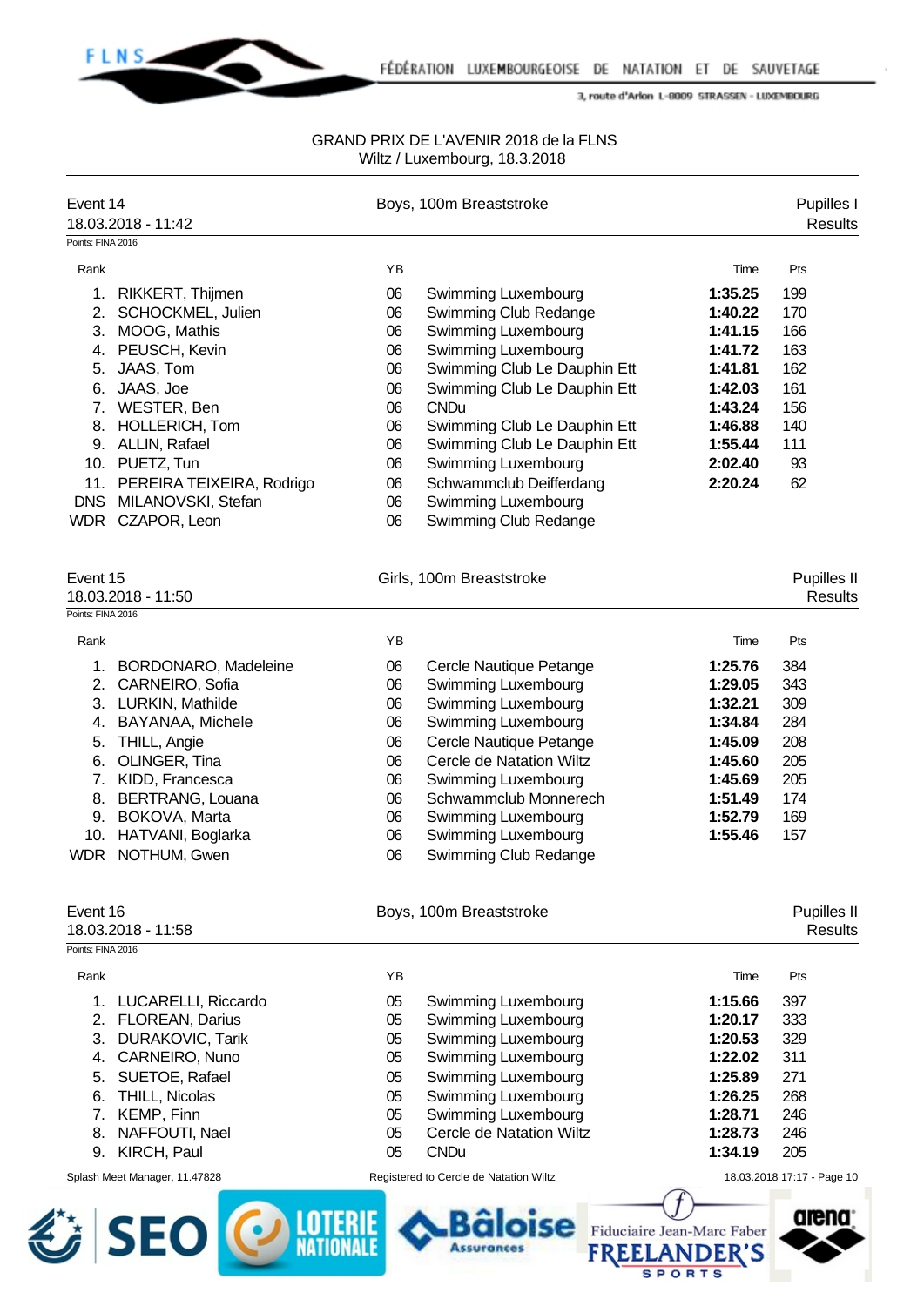GRAND PRIX DE L'AVENIR 2018 de la FLNS
Wiltz / Luxembourg, 18.3.2018

## Event 14 — Boys, 100m Breaststroke — Pupilles I

18.03.2018 - 11:42 — Results

Points: FINA 2016

| Rank | | YB | | Time | Pts |
|---|---|---|---|---|---|
| 1. | RIKKERT, Thijmen | 06 | Swimming Luxembourg | **1:35.25** | 199 |
| 2. | SCHOCKMEL, Julien | 06 | Swimming Club Redange | **1:40.22** | 170 |
| 3. | MOOG, Mathis | 06 | Swimming Luxembourg | **1:41.15** | 166 |
| 4. | PEUSCH, Kevin | 06 | Swimming Luxembourg | **1:41.72** | 163 |
| 5. | JAAS, Tom | 06 | Swimming Club Le Dauphin Ett | **1:41.81** | 162 |
| 6. | JAAS, Joe | 06 | Swimming Club Le Dauphin Ett | **1:42.03** | 161 |
| 7. | WESTER, Ben | 06 | CNDu | **1:43.24** | 156 |
| 8. | HOLLERICH, Tom | 06 | Swimming Club Le Dauphin Ett | **1:46.88** | 140 |
| 9. | ALLIN, Rafael | 06 | Swimming Club Le Dauphin Ett | **1:55.44** | 111 |
| 10. | PUETZ, Tun | 06 | Swimming Luxembourg | **2:02.40** | 93 |
| 11. | PEREIRA TEIXEIRA, Rodrigo | 06 | Schwammclub Deifferdang | **2:20.24** | 62 |
| DNS | MILANOVSKI, Stefan | 06 | Swimming Luxembourg | | |
| WDR | CZAPOR, Leon | 06 | Swimming Club Redange | | |

## Event 15 — Girls, 100m Breaststroke — Pupilles II

18.03.2018 - 11:50 — Results

Points: FINA 2016

| Rank | | YB | | Time | Pts |
|---|---|---|---|---|---|
| 1. | BORDONARO, Madeleine | 06 | Cercle Nautique Petange | **1:25.76** | 384 |
| 2. | CARNEIRO, Sofia | 06 | Swimming Luxembourg | **1:29.05** | 343 |
| 3. | LURKIN, Mathilde | 06 | Swimming Luxembourg | **1:32.21** | 309 |
| 4. | BAYANAA, Michele | 06 | Swimming Luxembourg | **1:34.84** | 284 |
| 5. | THILL, Angie | 06 | Cercle Nautique Petange | **1:45.09** | 208 |
| 6. | OLINGER, Tina | 06 | Cercle de Natation Wiltz | **1:45.60** | 205 |
| 7. | KIDD, Francesca | 06 | Swimming Luxembourg | **1:45.69** | 205 |
| 8. | BERTRANG, Louana | 06 | Schwammclub Monnerech | **1:51.49** | 174 |
| 9. | BOKOVA, Marta | 06 | Swimming Luxembourg | **1:52.79** | 169 |
| 10. | HATVANI, Boglarka | 06 | Swimming Luxembourg | **1:55.46** | 157 |
| WDR | NOTHUM, Gwen | 06 | Swimming Club Redange | | |

## Event 16 — Boys, 100m Breaststroke — Pupilles II

18.03.2018 - 11:58 — Results

Points: FINA 2016

| Rank | | YB | | Time | Pts |
|---|---|---|---|---|---|
| 1. | LUCARELLI, Riccardo | 05 | Swimming Luxembourg | **1:15.66** | 397 |
| 2. | FLOREAN, Darius | 05 | Swimming Luxembourg | **1:20.17** | 333 |
| 3. | DURAKOVIC, Tarik | 05 | Swimming Luxembourg | **1:20.53** | 329 |
| 4. | CARNEIRO, Nuno | 05 | Swimming Luxembourg | **1:22.02** | 311 |
| 5. | SUETOE, Rafael | 05 | Swimming Luxembourg | **1:25.89** | 271 |
| 6. | THILL, Nicolas | 05 | Swimming Luxembourg | **1:26.25** | 268 |
| 7. | KEMP, Finn | 05 | Swimming Luxembourg | **1:28.71** | 246 |
| 8. | NAFFOUTI, Nael | 05 | Cercle de Natation Wiltz | **1:28.73** | 246 |
| 9. | KIRCH, Paul | 05 | CNDu | **1:34.19** | 205 |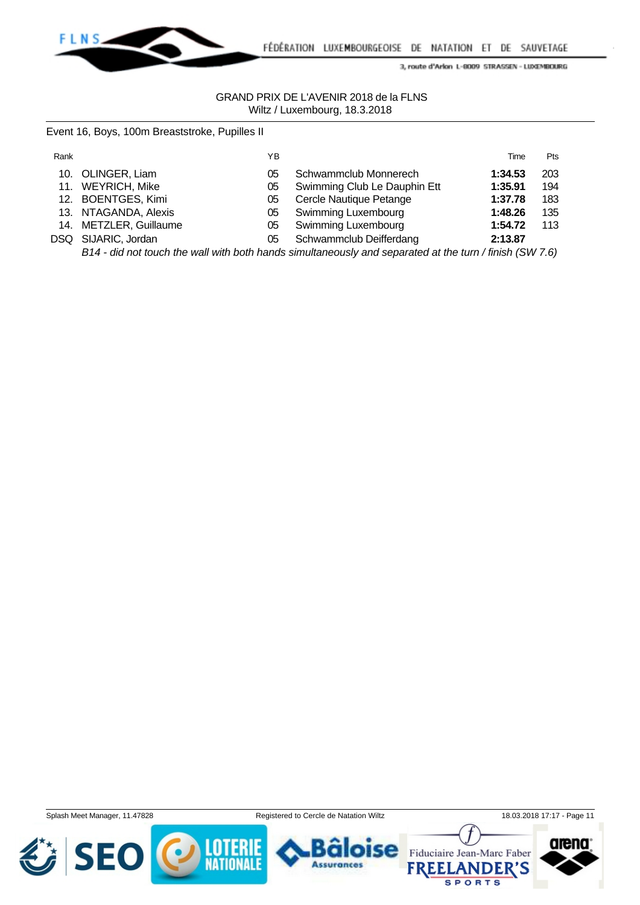GRAND PRIX DE L'AVENIR 2018 de la FLNS
Wiltz / Luxembourg, 18.3.2018

Event 16, Boys, 100m Breaststroke, Pupilles II

| Rank | | YB | | Time | Pts |
|---|---|---|---|---|---|
| 10. | OLINGER, Liam | 05 | Schwammclub Monnerech | **1:34.53** | 203 |
| 11. | WEYRICH, Mike | 05 | Swimming Club Le Dauphin Ett | **1:35.91** | 194 |
| 12. | BOENTGES, Kimi | 05 | Cercle Nautique Petange | **1:37.78** | 183 |
| 13. | NTAGANDA, Alexis | 05 | Swimming Luxembourg | **1:48.26** | 135 |
| 14. | METZLER, Guillaume | 05 | Swimming Luxembourg | **1:54.72** | 113 |
| DSQ | SIJARIC, Jordan | 05 | Schwammclub Deifferdang | **2:13.87** | |

*B14 - did not touch the wall with both hands simultaneously and separated at the turn / finish (SW 7.6)*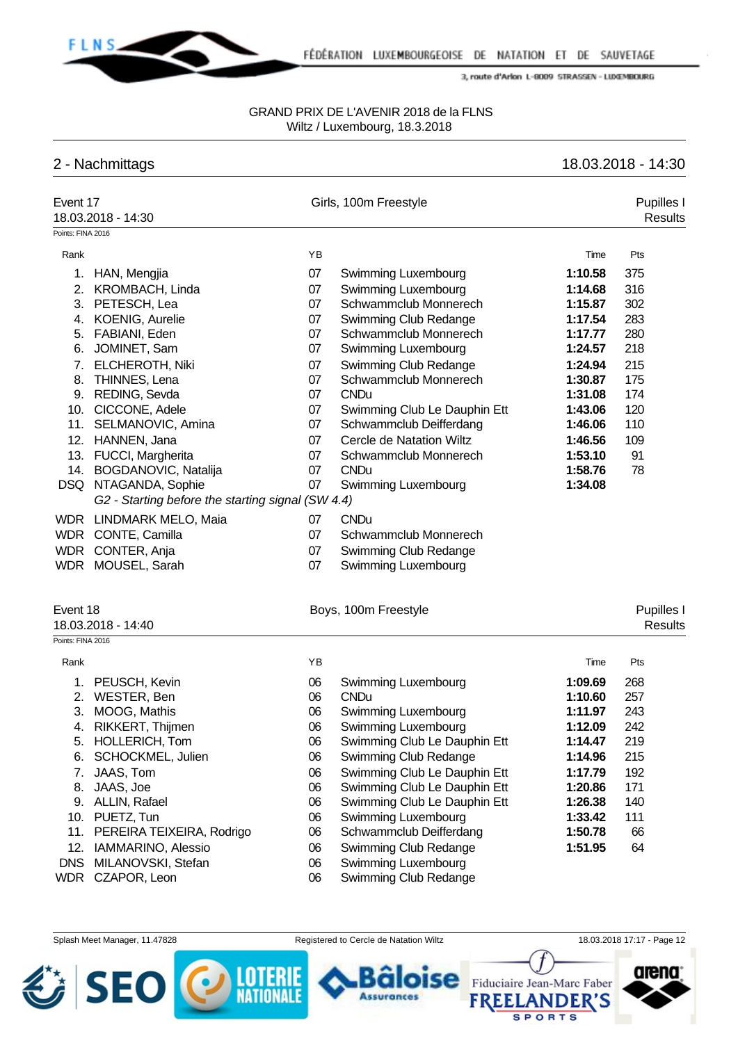GRAND PRIX DE L'AVENIR 2018 de la FLNS
Wiltz / Luxembourg, 18.3.2018

## 2 - Nachmittags — 18.03.2018 - 14:30

### Event 17 — Girls, 100m Freestyle — Pupilles I Results

18.03.2018 - 14:30

Points: FINA 2016

| Rank | Name | YB | Club | Time | Pts |
|---|---|---|---|---|---|
| 1. | HAN, Mengjia | 07 | Swimming Luxembourg | **1:10.58** | 375 |
| 2. | KROMBACH, Linda | 07 | Swimming Luxembourg | **1:14.68** | 316 |
| 3. | PETESCH, Lea | 07 | Schwammclub Monnerech | **1:15.87** | 302 |
| 4. | KOENIG, Aurelie | 07 | Swimming Club Redange | **1:17.54** | 283 |
| 5. | FABIANI, Eden | 07 | Schwammclub Monnerech | **1:17.77** | 280 |
| 6. | JOMINET, Sam | 07 | Swimming Luxembourg | **1:24.57** | 218 |
| 7. | ELCHEROTH, Niki | 07 | Swimming Club Redange | **1:24.94** | 215 |
| 8. | THINNES, Lena | 07 | Schwammclub Monnerech | **1:30.87** | 175 |
| 9. | REDING, Sevda | 07 | CNDu | **1:31.08** | 174 |
| 10. | CICCONE, Adele | 07 | Swimming Club Le Dauphin Ett | **1:43.06** | 120 |
| 11. | SELMANOVIC, Amina | 07 | Schwammclub Deifferdang | **1:46.06** | 110 |
| 12. | HANNEN, Jana | 07 | Cercle de Natation Wiltz | **1:46.56** | 109 |
| 13. | FUCCI, Margherita | 07 | Schwammclub Monnerech | **1:53.10** | 91 |
| 14. | BOGDANOVIC, Natalija | 07 | CNDu | **1:58.76** | 78 |
| DSQ | NTAGANDA, Sophie | 07 | Swimming Luxembourg | **1:34.08** | |
| | *G2 - Starting before the starting signal (SW 4.4)* | | | | |
| WDR | LINDMARK MELO, Maia | 07 | CNDu | | |
| WDR | CONTE, Camilla | 07 | Schwammclub Monnerech | | |
| WDR | CONTER, Anja | 07 | Swimming Club Redange | | |
| WDR | MOUSEL, Sarah | 07 | Swimming Luxembourg | | |

### Event 18 — Boys, 100m Freestyle — Pupilles I Results

18.03.2018 - 14:40

Points: FINA 2016

| Rank | Name | YB | Club | Time | Pts |
|---|---|---|---|---|---|
| 1. | PEUSCH, Kevin | 06 | Swimming Luxembourg | **1:09.69** | 268 |
| 2. | WESTER, Ben | 06 | CNDu | **1:10.60** | 257 |
| 3. | MOOG, Mathis | 06 | Swimming Luxembourg | **1:11.97** | 243 |
| 4. | RIKKERT, Thijmen | 06 | Swimming Luxembourg | **1:12.09** | 242 |
| 5. | HOLLERICH, Tom | 06 | Swimming Club Le Dauphin Ett | **1:14.47** | 219 |
| 6. | SCHOCKMEL, Julien | 06 | Swimming Club Redange | **1:14.96** | 215 |
| 7. | JAAS, Tom | 06 | Swimming Club Le Dauphin Ett | **1:17.79** | 192 |
| 8. | JAAS, Joe | 06 | Swimming Club Le Dauphin Ett | **1:20.86** | 171 |
| 9. | ALLIN, Rafael | 06 | Swimming Club Le Dauphin Ett | **1:26.38** | 140 |
| 10. | PUETZ, Tun | 06 | Swimming Luxembourg | **1:33.42** | 111 |
| 11. | PEREIRA TEIXEIRA, Rodrigo | 06 | Schwammclub Deifferdang | **1:50.78** | 66 |
| 12. | IAMMARINO, Alessio | 06 | Swimming Club Redange | **1:51.95** | 64 |
| DNS | MILANOVSKI, Stefan | 06 | Swimming Luxembourg | | |
| WDR | CZAPOR, Leon | 06 | Swimming Club Redange | | |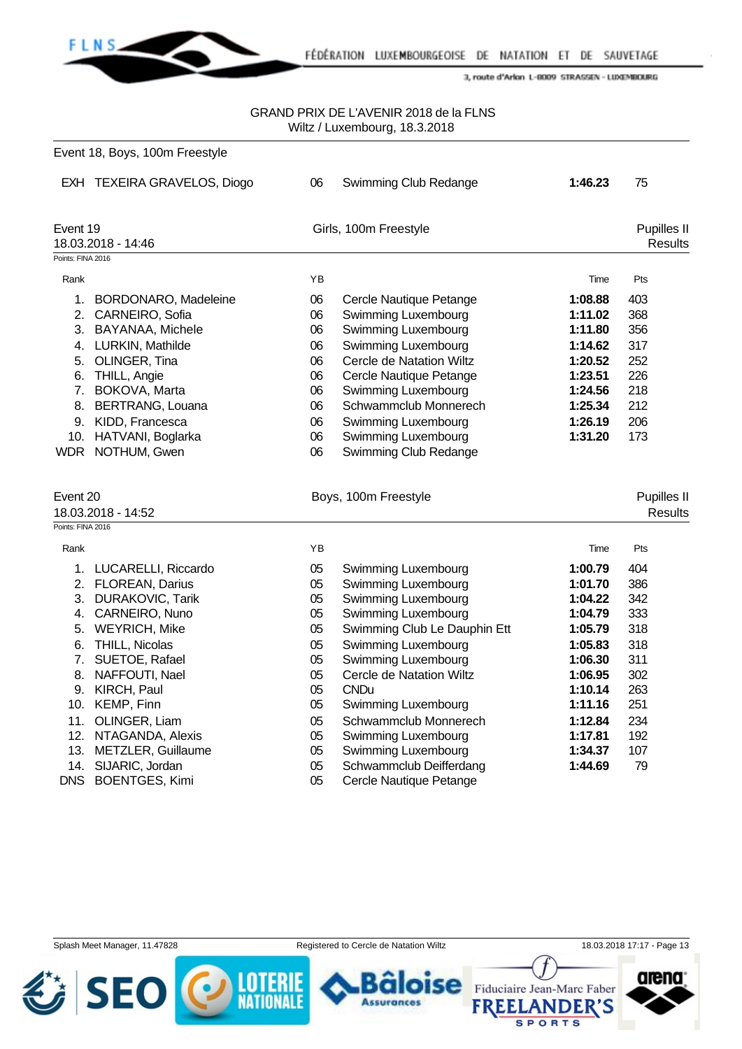GRAND PRIX DE L'AVENIR 2018 de la FLNS
Wiltz / Luxembourg, 18.3.2018

Event 18, Boys, 100m Freestyle

| | | YB | | Time | Pts |
|---|---|---|---|---|---|
| EXH | TEXEIRA GRAVELOS, Diogo | 06 | Swimming Club Redange | **1:46.23** | 75 |

## Event 19 — Girls, 100m Freestyle — Pupilles II Results

18.03.2018 - 14:46

Points: FINA 2016

| Rank | | YB | | Time | Pts |
|---|---|---|---|---|---|
| 1. | BORDONARO, Madeleine | 06 | Cercle Nautique Petange | **1:08.88** | 403 |
| 2. | CARNEIRO, Sofia | 06 | Swimming Luxembourg | **1:11.02** | 368 |
| 3. | BAYANAA, Michele | 06 | Swimming Luxembourg | **1:11.80** | 356 |
| 4. | LURKIN, Mathilde | 06 | Swimming Luxembourg | **1:14.62** | 317 |
| 5. | OLINGER, Tina | 06 | Cercle de Natation Wiltz | **1:20.52** | 252 |
| 6. | THILL, Angie | 06 | Cercle Nautique Petange | **1:23.51** | 226 |
| 7. | BOKOVA, Marta | 06 | Swimming Luxembourg | **1:24.56** | 218 |
| 8. | BERTRANG, Louana | 06 | Schwammclub Monnerech | **1:25.34** | 212 |
| 9. | KIDD, Francesca | 06 | Swimming Luxembourg | **1:26.19** | 206 |
| 10. | HATVANI, Boglarka | 06 | Swimming Luxembourg | **1:31.20** | 173 |
| WDR | NOTHUM, Gwen | 06 | Swimming Club Redange | | |

## Event 20 — Boys, 100m Freestyle — Pupilles II Results

18.03.2018 - 14:52

Points: FINA 2016

| Rank | | YB | | Time | Pts |
|---|---|---|---|---|---|
| 1. | LUCARELLI, Riccardo | 05 | Swimming Luxembourg | **1:00.79** | 404 |
| 2. | FLOREAN, Darius | 05 | Swimming Luxembourg | **1:01.70** | 386 |
| 3. | DURAKOVIC, Tarik | 05 | Swimming Luxembourg | **1:04.22** | 342 |
| 4. | CARNEIRO, Nuno | 05 | Swimming Luxembourg | **1:04.79** | 333 |
| 5. | WEYRICH, Mike | 05 | Swimming Club Le Dauphin Ett | **1:05.79** | 318 |
| 6. | THILL, Nicolas | 05 | Swimming Luxembourg | **1:05.83** | 318 |
| 7. | SUETOE, Rafael | 05 | Swimming Luxembourg | **1:06.30** | 311 |
| 8. | NAFFOUTI, Nael | 05 | Cercle de Natation Wiltz | **1:06.95** | 302 |
| 9. | KIRCH, Paul | 05 | CNDu | **1:10.14** | 263 |
| 10. | KEMP, Finn | 05 | Swimming Luxembourg | **1:11.16** | 251 |
| 11. | OLINGER, Liam | 05 | Schwammclub Monnerech | **1:12.84** | 234 |
| 12. | NTAGANDA, Alexis | 05 | Swimming Luxembourg | **1:17.81** | 192 |
| 13. | METZLER, Guillaume | 05 | Swimming Luxembourg | **1:34.37** | 107 |
| 14. | SIJARIC, Jordan | 05 | Schwammclub Deifferdang | **1:44.69** | 79 |
| DNS | BOENTGES, Kimi | 05 | Cercle Nautique Petange | | |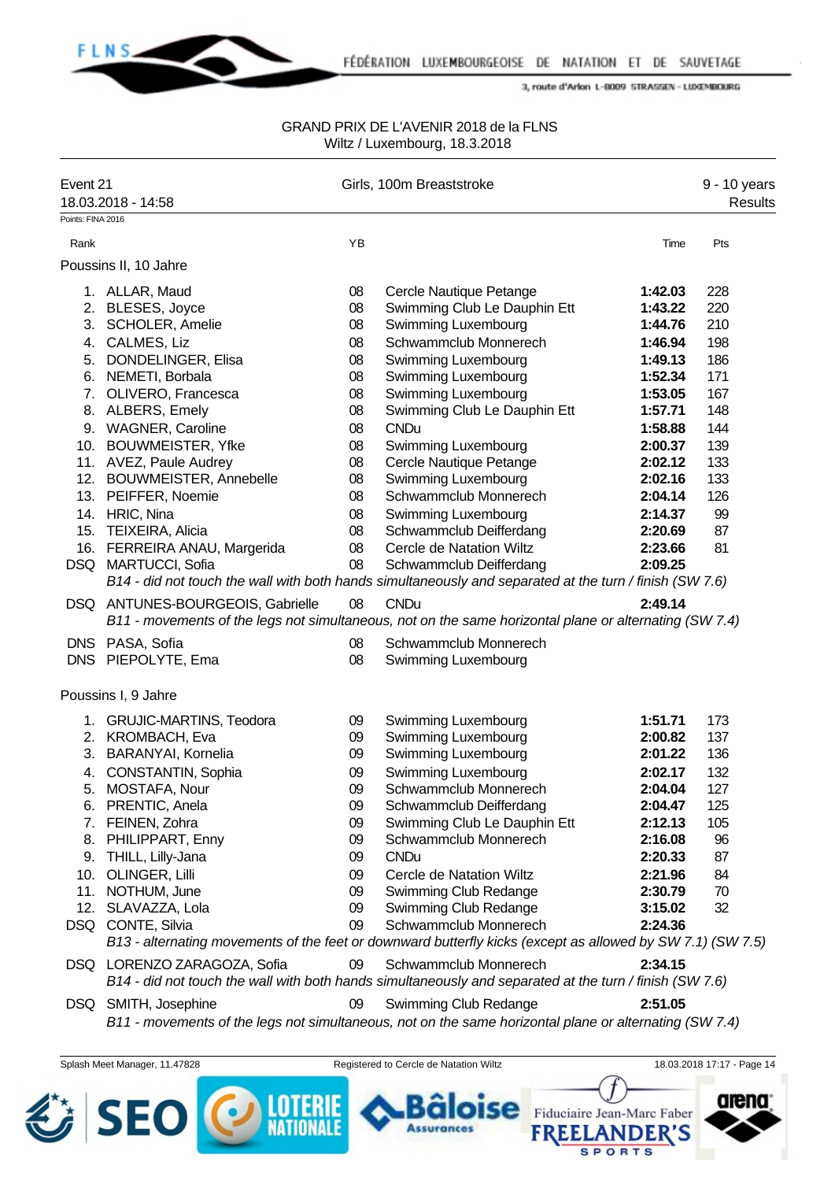GRAND PRIX DE L'AVENIR 2018 de la FLNS
Wiltz / Luxembourg, 18.3.2018

| Event 21 | Girls, 100m Breaststroke | 9 - 10 years |
|---|---|---|
| 18.03.2018 - 14:58 | | Results |

Points: FINA 2016

| Rank | | YB | | Time | Pts |
|---|---|---|---|---|---|
| **Poussins II, 10 Jahre** | | | | | |
| 1. | ALLAR, Maud | 08 | Cercle Nautique Petange | **1:42.03** | 228 |
| 2. | BLESES, Joyce | 08 | Swimming Club Le Dauphin Ett | **1:43.22** | 220 |
| 3. | SCHOLER, Amelie | 08 | Swimming Luxembourg | **1:44.76** | 210 |
| 4. | CALMES, Liz | 08 | Schwammclub Monnerech | **1:46.94** | 198 |
| 5. | DONDELINGER, Elisa | 08 | Swimming Luxembourg | **1:49.13** | 186 |
| 6. | NEMETI, Borbala | 08 | Swimming Luxembourg | **1:52.34** | 171 |
| 7. | OLIVERO, Francesca | 08 | Swimming Luxembourg | **1:53.05** | 167 |
| 8. | ALBERS, Emely | 08 | Swimming Club Le Dauphin Ett | **1:57.71** | 148 |
| 9. | WAGNER, Caroline | 08 | CNDu | **1:58.88** | 144 |
| 10. | BOUWMEISTER, Yfke | 08 | Swimming Luxembourg | **2:00.37** | 139 |
| 11. | AVEZ, Paule Audrey | 08 | Cercle Nautique Petange | **2:02.12** | 133 |
| 12. | BOUWMEISTER, Annebelle | 08 | Swimming Luxembourg | **2:02.16** | 133 |
| 13. | PEIFFER, Noemie | 08 | Schwammclub Monnerech | **2:04.14** | 126 |
| 14. | HRIC, Nina | 08 | Swimming Luxembourg | **2:14.37** | 99 |
| 15. | TEIXEIRA, Alicia | 08 | Schwammclub Deifferdang | **2:20.69** | 87 |
| 16. | FERREIRA ANAU, Margerida | 08 | Cercle de Natation Wiltz | **2:23.66** | 81 |
| DSQ | MARTUCCI, Sofia | 08 | Schwammclub Deifferdang | **2:09.25** | |
| | *B14 - did not touch the wall with both hands simultaneously and separated at the turn / finish (SW 7.6)* | | | | |
| DSQ | ANTUNES-BOURGEOIS, Gabrielle | 08 | CNDu | **2:49.14** | |
| | *B11 - movements of the legs not simultaneous, not on the same horizontal plane or alternating (SW 7.4)* | | | | |
| DNS | PASA, Sofia | 08 | Schwammclub Monnerech | | |
| DNS | PIEPOLYTE, Ema | 08 | Swimming Luxembourg | | |
| **Poussins I, 9 Jahre** | | | | | |
| 1. | GRUJIC-MARTINS, Teodora | 09 | Swimming Luxembourg | **1:51.71** | 173 |
| 2. | KROMBACH, Eva | 09 | Swimming Luxembourg | **2:00.82** | 137 |
| 3. | BARANYAI, Kornelia | 09 | Swimming Luxembourg | **2:01.22** | 136 |
| 4. | CONSTANTIN, Sophia | 09 | Swimming Luxembourg | **2:02.17** | 132 |
| 5. | MOSTAFA, Nour | 09 | Schwammclub Monnerech | **2:04.04** | 127 |
| 6. | PRENTIC, Anela | 09 | Schwammclub Deifferdang | **2:04.47** | 125 |
| 7. | FEINEN, Zohra | 09 | Swimming Club Le Dauphin Ett | **2:12.13** | 105 |
| 8. | PHILIPPART, Enny | 09 | Schwammclub Monnerech | **2:16.08** | 96 |
| 9. | THILL, Lilly-Jana | 09 | CNDu | **2:20.33** | 87 |
| 10. | OLINGER, Lilli | 09 | Cercle de Natation Wiltz | **2:21.96** | 84 |
| 11. | NOTHUM, June | 09 | Swimming Club Redange | **2:30.79** | 70 |
| 12. | SLAVAZZA, Lola | 09 | Swimming Club Redange | **3:15.02** | 32 |
| DSQ | CONTE, Silvia | 09 | Schwammclub Monnerech | **2:24.36** | |
| | *B13 - alternating movements of the feet or downward butterfly kicks (except as allowed by SW 7.1) (SW 7.5)* | | | | |
| DSQ | LORENZO ZARAGOZA, Sofia | 09 | Schwammclub Monnerech | **2:34.15** | |
| | *B14 - did not touch the wall with both hands simultaneously and separated at the turn / finish (SW 7.6)* | | | | |
| DSQ | SMITH, Josephine | 09 | Swimming Club Redange | **2:51.05** | |
| | *B11 - movements of the legs not simultaneous, not on the same horizontal plane or alternating (SW 7.4)* | | | | |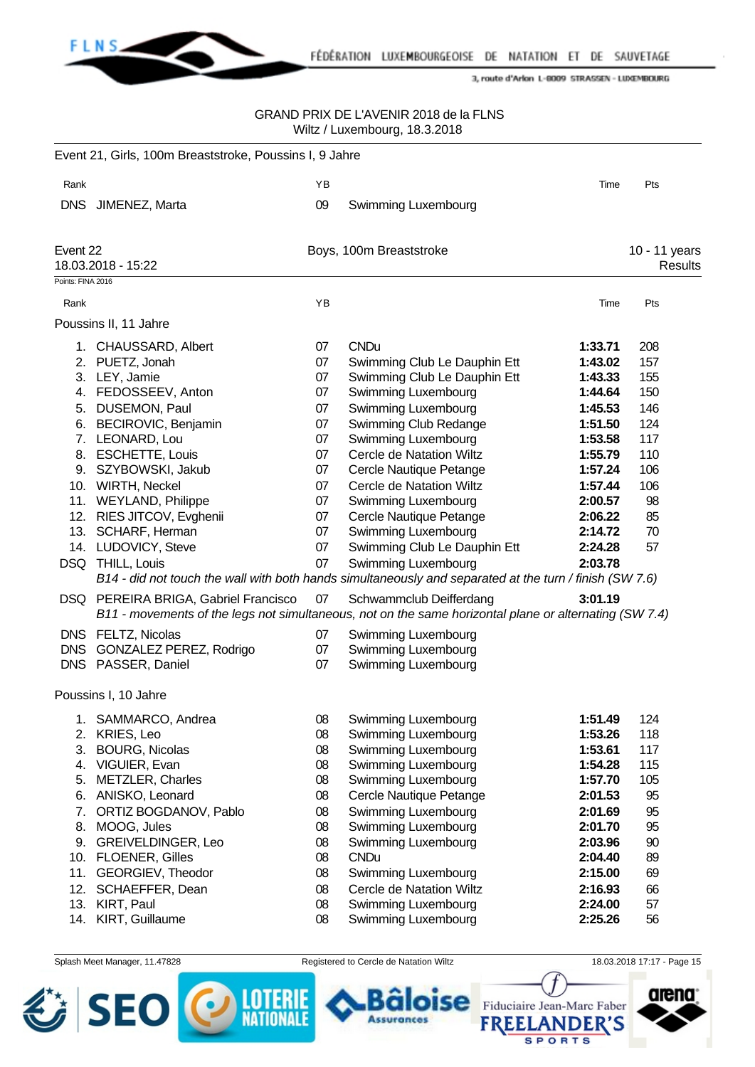GRAND PRIX DE L'AVENIR 2018 de la FLNS
Wiltz / Luxembourg, 18.3.2018

## Event 21, Girls, 100m Breaststroke, Poussins I, 9 Jahre

| Rank | | YB | | Time | Pts |
|---|---|---|---|---|---|
| DNS | JIMENEZ, Marta | 09 | Swimming Luxembourg | | |

## Event 22 — Boys, 100m Breaststroke — 10 - 11 years

18.03.2018 - 15:22 — Results

Points: FINA 2016

### Poussins II, 11 Jahre

| Rank | | YB | | Time | Pts |
|---|---|---|---|---|---|
| 1. | CHAUSSARD, Albert | 07 | CNDu | **1:33.71** | 208 |
| 2. | PUETZ, Jonah | 07 | Swimming Club Le Dauphin Ett | **1:43.02** | 157 |
| 3. | LEY, Jamie | 07 | Swimming Club Le Dauphin Ett | **1:43.33** | 155 |
| 4. | FEDOSSEEV, Anton | 07 | Swimming Luxembourg | **1:44.64** | 150 |
| 5. | DUSEMON, Paul | 07 | Swimming Luxembourg | **1:45.53** | 146 |
| 6. | BECIROVIC, Benjamin | 07 | Swimming Club Redange | **1:51.50** | 124 |
| 7. | LEONARD, Lou | 07 | Swimming Luxembourg | **1:53.58** | 117 |
| 8. | ESCHETTE, Louis | 07 | Cercle de Natation Wiltz | **1:55.79** | 110 |
| 9. | SZYBOWSKI, Jakub | 07 | Cercle Nautique Petange | **1:57.24** | 106 |
| 10. | WIRTH, Neckel | 07 | Cercle de Natation Wiltz | **1:57.44** | 106 |
| 11. | WEYLAND, Philippe | 07 | Swimming Luxembourg | **2:00.57** | 98 |
| 12. | RIES JITCOV, Evghenii | 07 | Cercle Nautique Petange | **2:06.22** | 85 |
| 13. | SCHARF, Herman | 07 | Swimming Luxembourg | **2:14.72** | 70 |
| 14. | LUDOVICY, Steve | 07 | Swimming Club Le Dauphin Ett | **2:24.28** | 57 |
| DSQ | THILL, Louis | 07 | Swimming Luxembourg | **2:03.78** | |
| | *B14 - did not touch the wall with both hands simultaneously and separated at the turn / finish (SW 7.6)* | | | | |
| DSQ | PEREIRA BRIGA, Gabriel Francisco | 07 | Schwammclub Deifferdang | **3:01.19** | |
| | *B11 - movements of the legs not simultaneous, not on the same horizontal plane or alternating (SW 7.4)* | | | | |
| DNS | FELTZ, Nicolas | 07 | Swimming Luxembourg | | |
| DNS | GONZALEZ PEREZ, Rodrigo | 07 | Swimming Luxembourg | | |
| DNS | PASSER, Daniel | 07 | Swimming Luxembourg | | |

### Poussins I, 10 Jahre

| Rank | | YB | | Time | Pts |
|---|---|---|---|---|---|
| 1. | SAMMARCO, Andrea | 08 | Swimming Luxembourg | **1:51.49** | 124 |
| 2. | KRIES, Leo | 08 | Swimming Luxembourg | **1:53.26** | 118 |
| 3. | BOURG, Nicolas | 08 | Swimming Luxembourg | **1:53.61** | 117 |
| 4. | VIGUIER, Evan | 08 | Swimming Luxembourg | **1:54.28** | 115 |
| 5. | METZLER, Charles | 08 | Swimming Luxembourg | **1:57.70** | 105 |
| 6. | ANISKO, Leonard | 08 | Cercle Nautique Petange | **2:01.53** | 95 |
| 7. | ORTIZ BOGDANOV, Pablo | 08 | Swimming Luxembourg | **2:01.69** | 95 |
| 8. | MOOG, Jules | 08 | Swimming Luxembourg | **2:01.70** | 95 |
| 9. | GREIVELDINGER, Leo | 08 | Swimming Luxembourg | **2:03.96** | 90 |
| 10. | FLOENER, Gilles | 08 | CNDu | **2:04.40** | 89 |
| 11. | GEORGIEV, Theodor | 08 | Swimming Luxembourg | **2:15.00** | 69 |
| 12. | SCHAEFFER, Dean | 08 | Cercle de Natation Wiltz | **2:16.93** | 66 |
| 13. | KIRT, Paul | 08 | Swimming Luxembourg | **2:24.00** | 57 |
| 14. | KIRT, Guillaume | 08 | Swimming Luxembourg | **2:25.26** | 56 |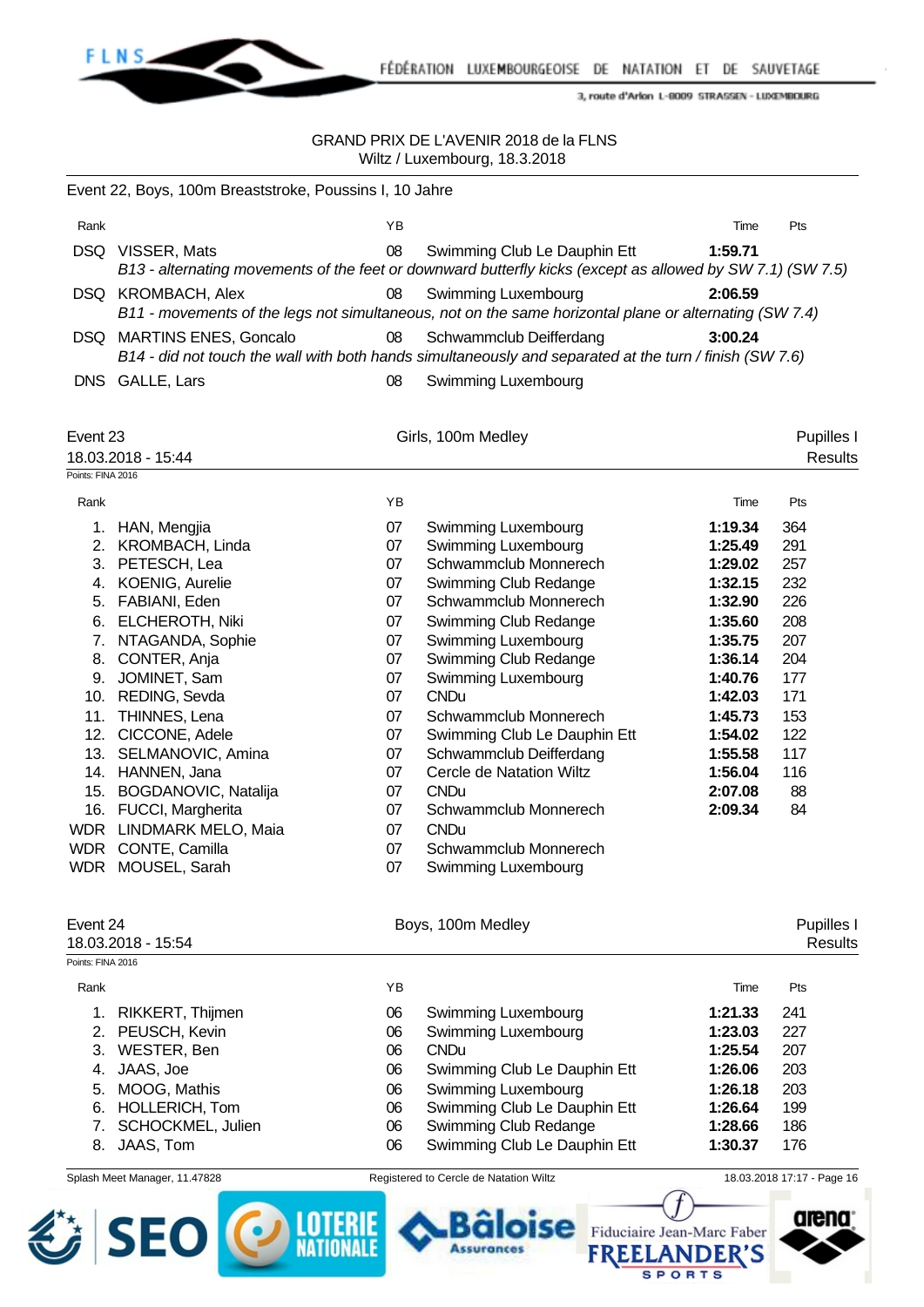GRAND PRIX DE L'AVENIR 2018 de la FLNS
Wiltz / Luxembourg, 18.3.2018

## Event 22, Boys, 100m Breaststroke, Poussins I, 10 Jahre

| Rank | | YB | | Time | Pts |
|---|---|---|---|---|---|
| DSQ | VISSER, Mats | 08 | Swimming Club Le Dauphin Ett | **1:59.71** | |
| | *B13 - alternating movements of the feet or downward butterfly kicks (except as allowed by SW 7.1) (SW 7.5)* | | | | |
| DSQ | KROMBACH, Alex | 08 | Swimming Luxembourg | **2:06.59** | |
| | *B11 - movements of the legs not simultaneous, not on the same horizontal plane or alternating (SW 7.4)* | | | | |
| DSQ | MARTINS ENES, Goncalo | 08 | Schwammclub Deifferdang | **3:00.24** | |
| | *B14 - did not touch the wall with both hands simultaneously and separated at the turn / finish (SW 7.6)* | | | | |
| DNS | GALLE, Lars | 08 | Swimming Luxembourg | | |

## Event 23 — Girls, 100m Medley — Pupilles I

18.03.2018 - 15:44 — Results

Points: FINA 2016

| Rank | | YB | | Time | Pts |
|---|---|---|---|---|---|
| 1. | HAN, Mengjia | 07 | Swimming Luxembourg | **1:19.34** | 364 |
| 2. | KROMBACH, Linda | 07 | Swimming Luxembourg | **1:25.49** | 291 |
| 3. | PETESCH, Lea | 07 | Schwammclub Monnerech | **1:29.02** | 257 |
| 4. | KOENIG, Aurelie | 07 | Swimming Club Redange | **1:32.15** | 232 |
| 5. | FABIANI, Eden | 07 | Schwammclub Monnerech | **1:32.90** | 226 |
| 6. | ELCHEROTH, Niki | 07 | Swimming Club Redange | **1:35.60** | 208 |
| 7. | NTAGANDA, Sophie | 07 | Swimming Luxembourg | **1:35.75** | 207 |
| 8. | CONTER, Anja | 07 | Swimming Club Redange | **1:36.14** | 204 |
| 9. | JOMINET, Sam | 07 | Swimming Luxembourg | **1:40.76** | 177 |
| 10. | REDING, Sevda | 07 | CNDu | **1:42.03** | 171 |
| 11. | THINNES, Lena | 07 | Schwammclub Monnerech | **1:45.73** | 153 |
| 12. | CICCONE, Adele | 07 | Swimming Club Le Dauphin Ett | **1:54.02** | 122 |
| 13. | SELMANOVIC, Amina | 07 | Schwammclub Deifferdang | **1:55.58** | 117 |
| 14. | HANNEN, Jana | 07 | Cercle de Natation Wiltz | **1:56.04** | 116 |
| 15. | BOGDANOVIC, Natalija | 07 | CNDu | **2:07.08** | 88 |
| 16. | FUCCI, Margherita | 07 | Schwammclub Monnerech | **2:09.34** | 84 |
| WDR | LINDMARK MELO, Maia | 07 | CNDu | | |
| WDR | CONTE, Camilla | 07 | Schwammclub Monnerech | | |
| WDR | MOUSEL, Sarah | 07 | Swimming Luxembourg | | |

## Event 24 — Boys, 100m Medley — Pupilles I

18.03.2018 - 15:54 — Results

Points: FINA 2016

| Rank | | YB | | Time | Pts |
|---|---|---|---|---|---|
| 1. | RIKKERT, Thijmen | 06 | Swimming Luxembourg | **1:21.33** | 241 |
| 2. | PEUSCH, Kevin | 06 | Swimming Luxembourg | **1:23.03** | 227 |
| 3. | WESTER, Ben | 06 | CNDu | **1:25.54** | 207 |
| 4. | JAAS, Joe | 06 | Swimming Club Le Dauphin Ett | **1:26.06** | 203 |
| 5. | MOOG, Mathis | 06 | Swimming Luxembourg | **1:26.18** | 203 |
| 6. | HOLLERICH, Tom | 06 | Swimming Club Le Dauphin Ett | **1:26.64** | 199 |
| 7. | SCHOCKMEL, Julien | 06 | Swimming Club Redange | **1:28.66** | 186 |
| 8. | JAAS, Tom | 06 | Swimming Club Le Dauphin Ett | **1:30.37** | 176 |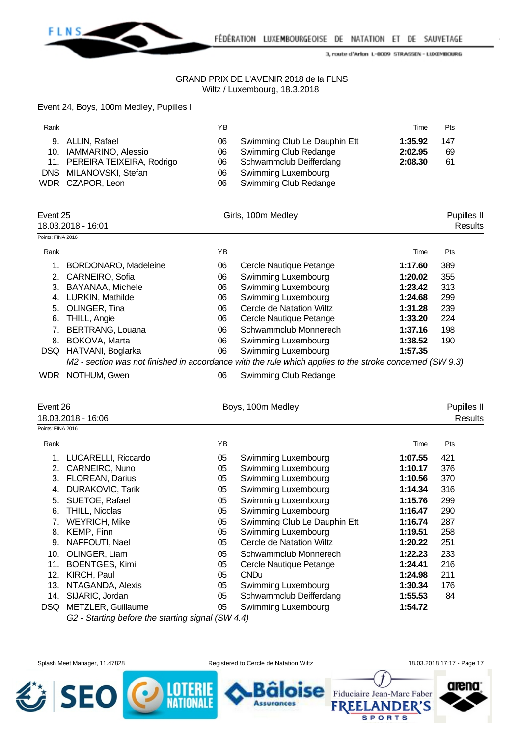GRAND PRIX DE L'AVENIR 2018 de la FLNS
Wiltz / Luxembourg, 18.3.2018

## Event 24, Boys, 100m Medley, Pupilles I

| Rank | | YB | | Time | Pts |
|---|---|---|---|---|---|
| 9. | ALLIN, Rafael | 06 | Swimming Club Le Dauphin Ett | **1:35.92** | 147 |
| 10. | IAMMARINO, Alessio | 06 | Swimming Club Redange | **2:02.95** | 69 |
| 11. | PEREIRA TEIXEIRA, Rodrigo | 06 | Schwammclub Deifferdang | **2:08.30** | 61 |
| DNS | MILANOVSKI, Stefan | 06 | Swimming Luxembourg | | |
| WDR | CZAPOR, Leon | 06 | Swimming Club Redange | | |

## Event 25 — Girls, 100m Medley — Pupilles II

18.03.2018 - 16:01 — Results

Points: FINA 2016

| Rank | | YB | | Time | Pts |
|---|---|---|---|---|---|
| 1. | BORDONARO, Madeleine | 06 | Cercle Nautique Petange | **1:17.60** | 389 |
| 2. | CARNEIRO, Sofia | 06 | Swimming Luxembourg | **1:20.02** | 355 |
| 3. | BAYANAA, Michele | 06 | Swimming Luxembourg | **1:23.42** | 313 |
| 4. | LURKIN, Mathilde | 06 | Swimming Luxembourg | **1:24.68** | 299 |
| 5. | OLINGER, Tina | 06 | Cercle de Natation Wiltz | **1:31.28** | 239 |
| 6. | THILL, Angie | 06 | Cercle Nautique Petange | **1:33.20** | 224 |
| 7. | BERTRANG, Louana | 06 | Schwammclub Monnerech | **1:37.16** | 198 |
| 8. | BOKOVA, Marta | 06 | Swimming Luxembourg | **1:38.52** | 190 |
| DSQ | HATVANI, Boglarka | 06 | Swimming Luxembourg | **1:57.35** | |
| | *M2 - section was not finished in accordance with the rule which applies to the stroke concerned (SW 9.3)* | | | | |
| WDR | NOTHUM, Gwen | 06 | Swimming Club Redange | | |

## Event 26 — Boys, 100m Medley — Pupilles II

18.03.2018 - 16:06 — Results

Points: FINA 2016

| Rank | | YB | | Time | Pts |
|---|---|---|---|---|---|
| 1. | LUCARELLI, Riccardo | 05 | Swimming Luxembourg | **1:07.55** | 421 |
| 2. | CARNEIRO, Nuno | 05 | Swimming Luxembourg | **1:10.17** | 376 |
| 3. | FLOREAN, Darius | 05 | Swimming Luxembourg | **1:10.56** | 370 |
| 4. | DURAKOVIC, Tarik | 05 | Swimming Luxembourg | **1:14.34** | 316 |
| 5. | SUETOE, Rafael | 05 | Swimming Luxembourg | **1:15.76** | 299 |
| 6. | THILL, Nicolas | 05 | Swimming Luxembourg | **1:16.47** | 290 |
| 7. | WEYRICH, Mike | 05 | Swimming Club Le Dauphin Ett | **1:16.74** | 287 |
| 8. | KEMP, Finn | 05 | Swimming Luxembourg | **1:19.51** | 258 |
| 9. | NAFFOUTI, Nael | 05 | Cercle de Natation Wiltz | **1:20.22** | 251 |
| 10. | OLINGER, Liam | 05 | Schwammclub Monnerech | **1:22.23** | 233 |
| 11. | BOENTGES, Kimi | 05 | Cercle Nautique Petange | **1:24.41** | 216 |
| 12. | KIRCH, Paul | 05 | CNDu | **1:24.98** | 211 |
| 13. | NTAGANDA, Alexis | 05 | Swimming Luxembourg | **1:30.34** | 176 |
| 14. | SIJARIC, Jordan | 05 | Schwammclub Deifferdang | **1:55.53** | 84 |
| DSQ | METZLER, Guillaume | 05 | Swimming Luxembourg | **1:54.72** | |
| | *G2 - Starting before the starting signal (SW 4.4)* | | | | |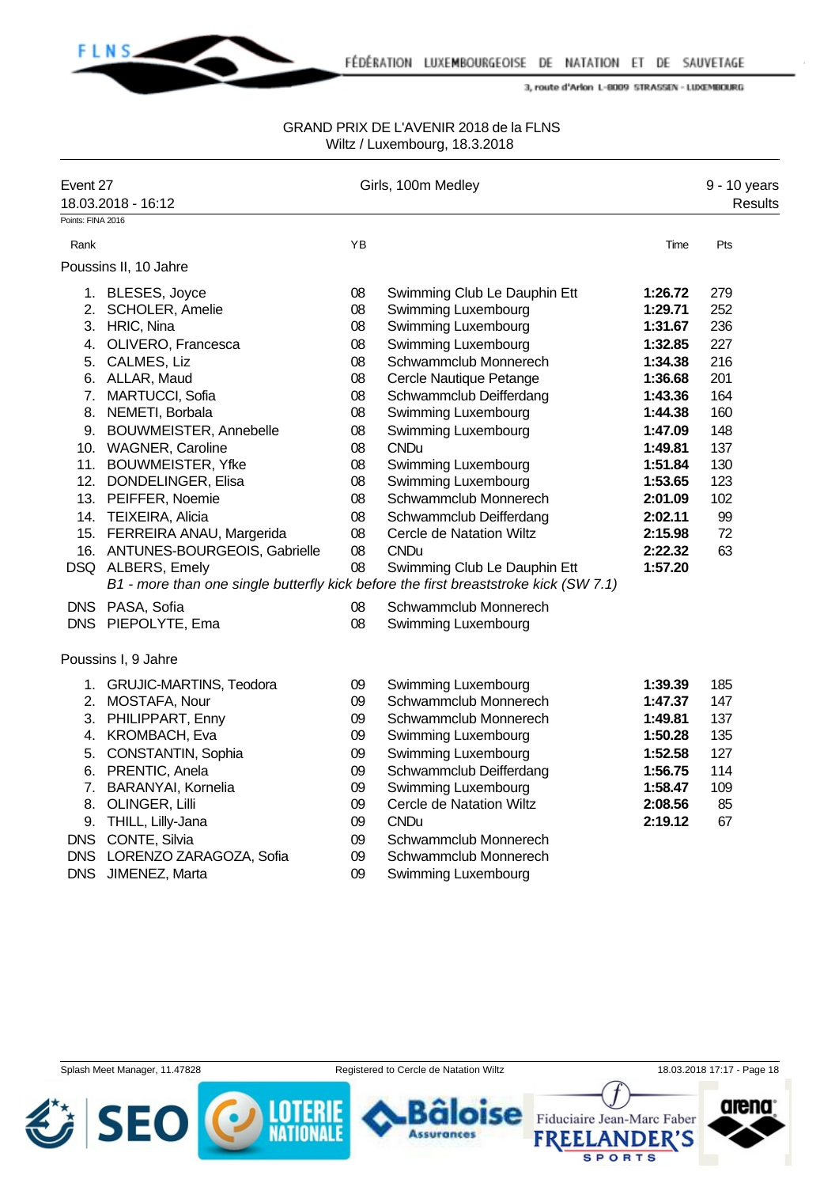GRAND PRIX DE L'AVENIR 2018 de la FLNS
Wiltz / Luxembourg, 18.3.2018

Event 27 — Girls, 100m Medley — 9 - 10 years
18.03.2018 - 16:12 — Results

Points: FINA 2016

### Poussins II, 10 Jahre

| Rank | Name | YB | Club | Time | Pts |
|---|---|---|---|---|---|
| 1. | BLESES, Joyce | 08 | Swimming Club Le Dauphin Ett | **1:26.72** | 279 |
| 2. | SCHOLER, Amelie | 08 | Swimming Luxembourg | **1:29.71** | 252 |
| 3. | HRIC, Nina | 08 | Swimming Luxembourg | **1:31.67** | 236 |
| 4. | OLIVERO, Francesca | 08 | Swimming Luxembourg | **1:32.85** | 227 |
| 5. | CALMES, Liz | 08 | Schwammclub Monnerech | **1:34.38** | 216 |
| 6. | ALLAR, Maud | 08 | Cercle Nautique Petange | **1:36.68** | 201 |
| 7. | MARTUCCI, Sofia | 08 | Schwammclub Deifferdang | **1:43.36** | 164 |
| 8. | NEMETI, Borbala | 08 | Swimming Luxembourg | **1:44.38** | 160 |
| 9. | BOUWMEISTER, Annebelle | 08 | Swimming Luxembourg | **1:47.09** | 148 |
| 10. | WAGNER, Caroline | 08 | CNDu | **1:49.81** | 137 |
| 11. | BOUWMEISTER, Yfke | 08 | Swimming Luxembourg | **1:51.84** | 130 |
| 12. | DONDELINGER, Elisa | 08 | Swimming Luxembourg | **1:53.65** | 123 |
| 13. | PEIFFER, Noemie | 08 | Schwammclub Monnerech | **2:01.09** | 102 |
| 14. | TEIXEIRA, Alicia | 08 | Schwammclub Deifferdang | **2:02.11** | 99 |
| 15. | FERREIRA ANAU, Margerida | 08 | Cercle de Natation Wiltz | **2:15.98** | 72 |
| 16. | ANTUNES-BOURGEOIS, Gabrielle | 08 | CNDu | **2:22.32** | 63 |
| DSQ | ALBERS, Emely | 08 | Swimming Club Le Dauphin Ett | **1:57.20** | |
| | *B1 - more than one single butterfly kick before the first breaststroke kick (SW 7.1)* | | | | |
| DNS | PASA, Sofia | 08 | Schwammclub Monnerech | | |
| DNS | PIEPOLYTE, Ema | 08 | Swimming Luxembourg | | |

### Poussins I, 9 Jahre

| Rank | Name | YB | Club | Time | Pts |
|---|---|---|---|---|---|
| 1. | GRUJIC-MARTINS, Teodora | 09 | Swimming Luxembourg | **1:39.39** | 185 |
| 2. | MOSTAFA, Nour | 09 | Schwammclub Monnerech | **1:47.37** | 147 |
| 3. | PHILIPPART, Enny | 09 | Schwammclub Monnerech | **1:49.81** | 137 |
| 4. | KROMBACH, Eva | 09 | Swimming Luxembourg | **1:50.28** | 135 |
| 5. | CONSTANTIN, Sophia | 09 | Swimming Luxembourg | **1:52.58** | 127 |
| 6. | PRENTIC, Anela | 09 | Schwammclub Deifferdang | **1:56.75** | 114 |
| 7. | BARANYAI, Kornelia | 09 | Swimming Luxembourg | **1:58.47** | 109 |
| 8. | OLINGER, Lilli | 09 | Cercle de Natation Wiltz | **2:08.56** | 85 |
| 9. | THILL, Lilly-Jana | 09 | CNDu | **2:19.12** | 67 |
| DNS | CONTE, Silvia | 09 | Schwammclub Monnerech | | |
| DNS | LORENZO ZARAGOZA, Sofia | 09 | Schwammclub Monnerech | | |
| DNS | JIMENEZ, Marta | 09 | Swimming Luxembourg | | |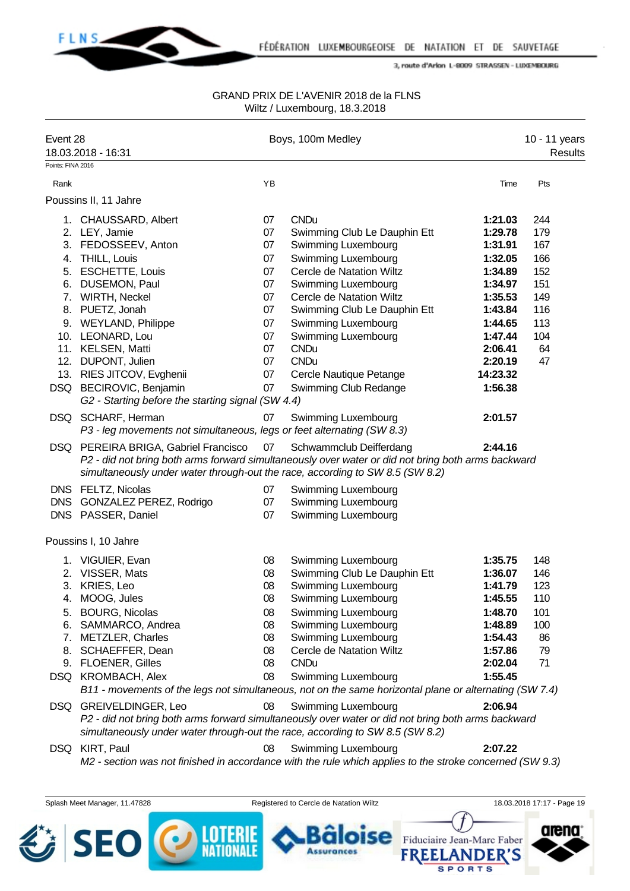GRAND PRIX DE L'AVENIR 2018 de la FLNS
Wiltz / Luxembourg, 18.3.2018

**Event 28** — Boys, 100m Medley — 10 - 11 years
18.03.2018 - 16:31 — Results

Points: FINA 2016

### Poussins II, 11 Jahre

| Rank | Name | YB | Club | Time | Pts |
|---|---|---|---|---|---|
| 1. | CHAUSSARD, Albert | 07 | CNDu | **1:21.03** | 244 |
| 2. | LEY, Jamie | 07 | Swimming Club Le Dauphin Ett | **1:29.78** | 179 |
| 3. | FEDOSSEEV, Anton | 07 | Swimming Luxembourg | **1:31.91** | 167 |
| 4. | THILL, Louis | 07 | Swimming Luxembourg | **1:32.05** | 166 |
| 5. | ESCHETTE, Louis | 07 | Cercle de Natation Wiltz | **1:34.89** | 152 |
| 6. | DUSEMON, Paul | 07 | Swimming Luxembourg | **1:34.97** | 151 |
| 7. | WIRTH, Neckel | 07 | Cercle de Natation Wiltz | **1:35.53** | 149 |
| 8. | PUETZ, Jonah | 07 | Swimming Club Le Dauphin Ett | **1:43.84** | 116 |
| 9. | WEYLAND, Philippe | 07 | Swimming Luxembourg | **1:44.65** | 113 |
| 10. | LEONARD, Lou | 07 | Swimming Luxembourg | **1:47.44** | 104 |
| 11. | KELSEN, Matti | 07 | CNDu | **2:06.41** | 64 |
| 12. | DUPONT, Julien | 07 | CNDu | **2:20.19** | 47 |
| 13. | RIES JITCOV, Evghenii | 07 | Cercle Nautique Petange | **14:23.32** | |
| DSQ | BECIROVIC, Benjamin | 07 | Swimming Club Redange | **1:56.38** | |
| | *G2 - Starting before the starting signal (SW 4.4)* | | | | |
| DSQ | SCHARF, Herman | 07 | Swimming Luxembourg | **2:01.57** | |
| | *P3 - leg movements not simultaneous, legs or feet alternating (SW 8.3)* | | | | |
| DSQ | PEREIRA BRIGA, Gabriel Francisco | 07 | Schwammclub Deifferdang | **2:44.16** | |
| | *P2 - did not bring both arms forward simultaneously over water or did not bring both arms backward simultaneously under water through-out the race, according to SW 8.5 (SW 8.2)* | | | | |
| DNS | FELTZ, Nicolas | 07 | Swimming Luxembourg | | |
| DNS | GONZALEZ PEREZ, Rodrigo | 07 | Swimming Luxembourg | | |
| DNS | PASSER, Daniel | 07 | Swimming Luxembourg | | |

### Poussins I, 10 Jahre

| Rank | Name | YB | Club | Time | Pts |
|---|---|---|---|---|---|
| 1. | VIGUIER, Evan | 08 | Swimming Luxembourg | **1:35.75** | 148 |
| 2. | VISSER, Mats | 08 | Swimming Club Le Dauphin Ett | **1:36.07** | 146 |
| 3. | KRIES, Leo | 08 | Swimming Luxembourg | **1:41.79** | 123 |
| 4. | MOOG, Jules | 08 | Swimming Luxembourg | **1:45.55** | 110 |
| 5. | BOURG, Nicolas | 08 | Swimming Luxembourg | **1:48.70** | 101 |
| 6. | SAMMARCO, Andrea | 08 | Swimming Luxembourg | **1:48.89** | 100 |
| 7. | METZLER, Charles | 08 | Swimming Luxembourg | **1:54.43** | 86 |
| 8. | SCHAEFFER, Dean | 08 | Cercle de Natation Wiltz | **1:57.86** | 79 |
| 9. | FLOENER, Gilles | 08 | CNDu | **2:02.04** | 71 |
| DSQ | KROMBACH, Alex | 08 | Swimming Luxembourg | **1:55.45** | |
| | *B11 - movements of the legs not simultaneous, not on the same horizontal plane or alternating (SW 7.4)* | | | | |
| DSQ | GREIVELDINGER, Leo | 08 | Swimming Luxembourg | **2:06.94** | |
| | *P2 - did not bring both arms forward simultaneously over water or did not bring both arms backward simultaneously under water through-out the race, according to SW 8.5 (SW 8.2)* | | | | |
| DSQ | KIRT, Paul | 08 | Swimming Luxembourg | **2:07.22** | |
| | *M2 - section was not finished in accordance with the rule which applies to the stroke concerned (SW 9.3)* | | | | |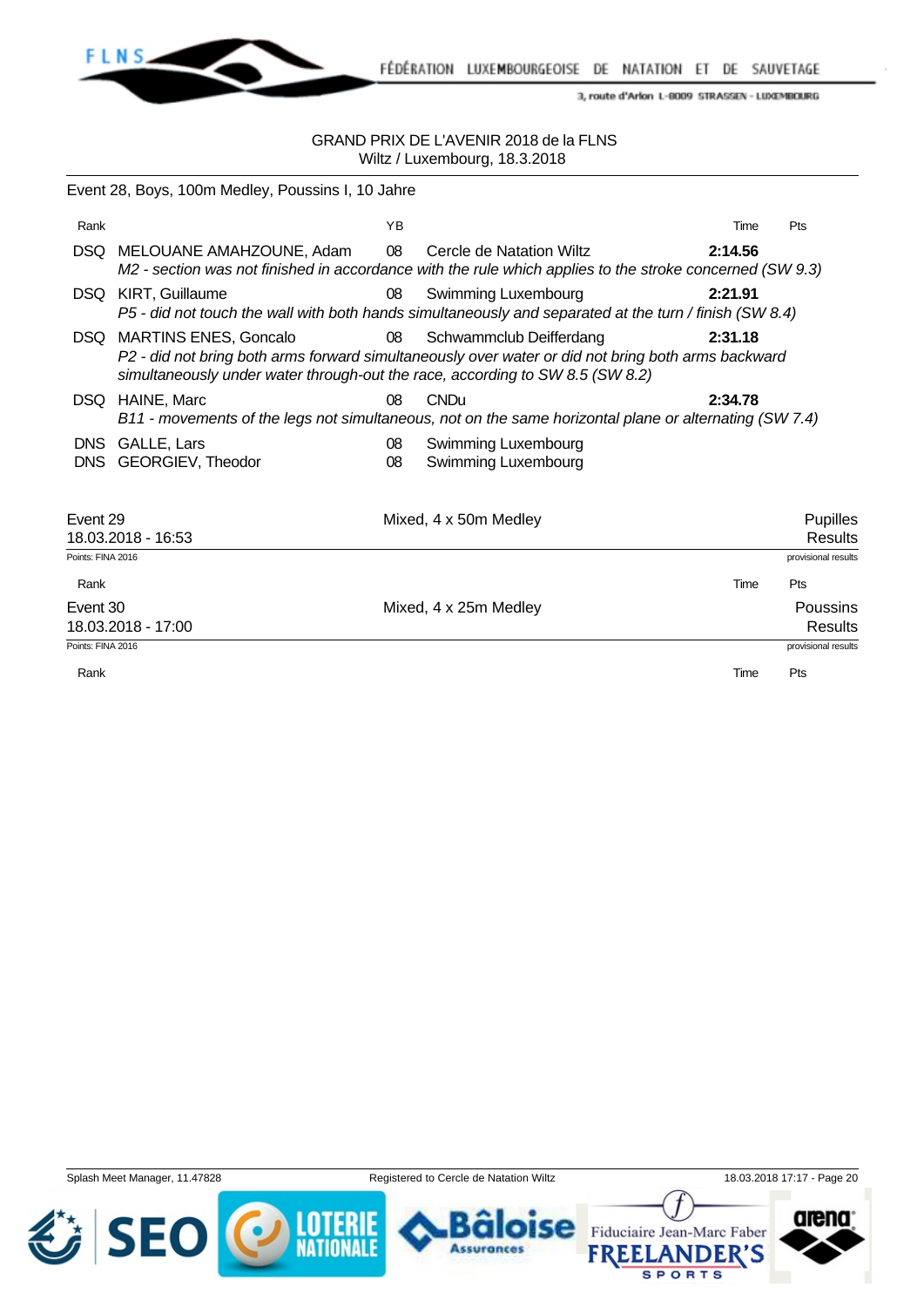GRAND PRIX DE L'AVENIR 2018 de la FLNS
Wiltz / Luxembourg, 18.3.2018

## Event 28, Boys, 100m Medley, Poussins I, 10 Jahre

| Rank | | YB | | Time | Pts |
|---|---|---|---|---|---|
| DSQ | MELOUANE AMAHZOUNE, Adam | 08 | Cercle de Natation Wiltz | **2:14.56** | |
| | *M2 - section was not finished in accordance with the rule which applies to the stroke concerned (SW 9.3)* | | | | |
| DSQ | KIRT, Guillaume | 08 | Swimming Luxembourg | **2:21.91** | |
| | *P5 - did not touch the wall with both hands simultaneously and separated at the turn / finish (SW 8.4)* | | | | |
| DSQ | MARTINS ENES, Goncalo | 08 | Schwammclub Deifferdang | **2:31.18** | |
| | *P2 - did not bring both arms forward simultaneously over water or did not bring both arms backward simultaneously under water through-out the race, according to SW 8.5 (SW 8.2)* | | | | |
| DSQ | HAINE, Marc | 08 | CNDu | **2:34.78** | |
| | *B11 - movements of the legs not simultaneous, not on the same horizontal plane or alternating (SW 7.4)* | | | | |
| DNS | GALLE, Lars | 08 | Swimming Luxembourg | | |
| DNS | GEORGIEV, Theodor | 08 | Swimming Luxembourg | | |

## Event 29 — Mixed, 4 x 50m Medley — Pupilles

18.03.2018 - 16:53 — Results

Points: FINA 2016 — provisional results

| Rank | Time | Pts |
|---|---|---|

## Event 30 — Mixed, 4 x 25m Medley — Poussins

18.03.2018 - 17:00 — Results

Points: FINA 2016 — provisional results

| Rank | Time | Pts |
|---|---|---|

Splash Meet Manager, 11.47828 — Registered to Cercle de Natation Wiltz — 18.03.2018 17:17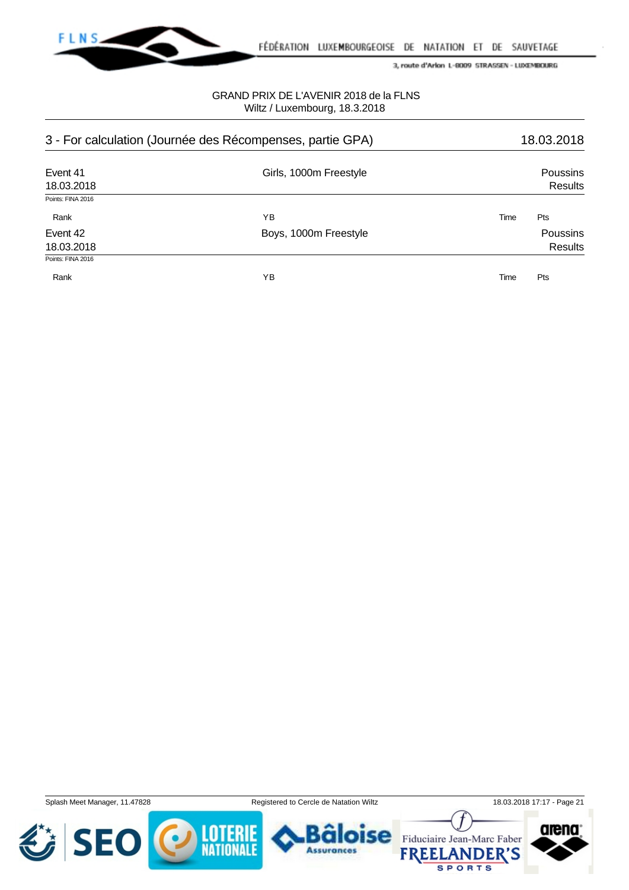GRAND PRIX DE L'AVENIR 2018 de la FLNS
Wiltz / Luxembourg, 18.3.2018

## 3 - For calculation (Journée des Récompenses, partie GPA) 18.03.2018

### Event 41 — Girls, 1000m Freestyle — Poussins

18.03.2018 — Results

Points: FINA 2016

| Rank | | YB | Time | Pts |
|---|---|---|---|---|

### Event 42 — Boys, 1000m Freestyle — Poussins

18.03.2018 — Results

Points: FINA 2016

| Rank | | YB | Time | Pts |
|---|---|---|---|---|